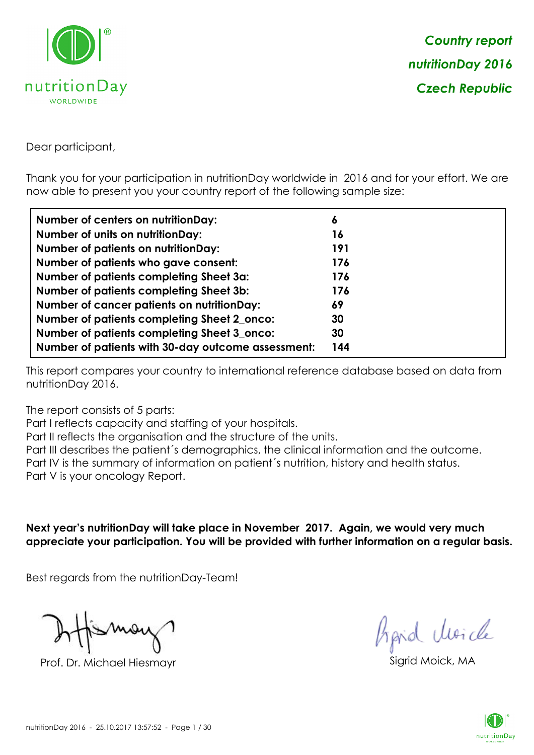*Country report*
*nutritionDay 2016*
*Czech Republic*

Dear participant,

Thank you for your participation in nutritionDay worldwide in 2016 and for your effort. We are now able to present you your country report of the following sample size:

| | |
|---|---|
| **Number of centers on nutritionDay:** | **6** |
| **Number of units on nutritionDay:** | **16** |
| **Number of patients on nutritionDay:** | **191** |
| **Number of patients who gave consent:** | **176** |
| **Number of patients completing Sheet 3a:** | **176** |
| **Number of patients completing Sheet 3b:** | **176** |
| **Number of cancer patients on nutritionDay:** | **69** |
| **Number of patients completing Sheet 2_onco:** | **30** |
| **Number of patients completing Sheet 3_onco:** | **30** |
| **Number of patients with 30-day outcome assessment:** | **144** |

This report compares your country to international reference database based on data from nutritionDay 2016.

The report consists of 5 parts:
Part I reflects capacity and staffing of your hospitals.
Part II reflects the organisation and the structure of the units.
Part III describes the patient´s demographics, the clinical information and the outcome.
Part IV is the summary of information on patient´s nutrition, history and health status.
Part V is your oncology Report.

**Next year's nutritionDay will take place in November 2017. Again, we would very much appreciate your participation. You will be provided with further information on a regular basis.**

Best regards from the nutritionDay-Team!

Prof. Dr. Michael Hiesmayr

Sigrid Moick, MA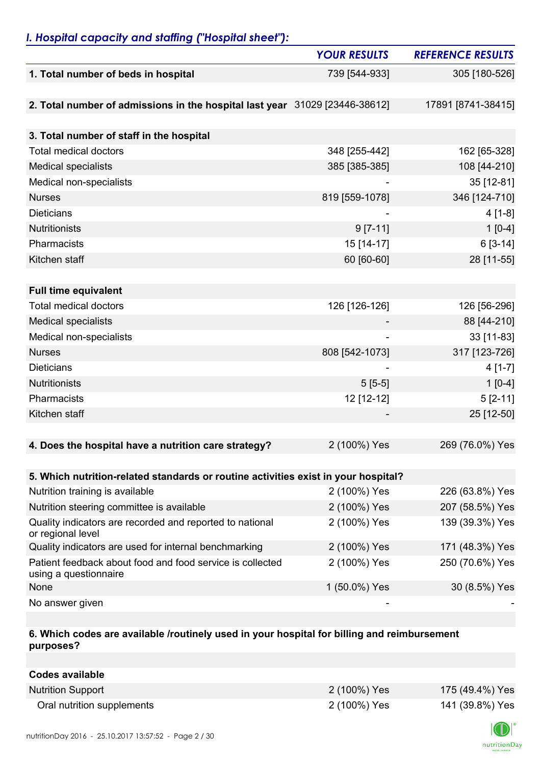## *I. Hospital capacity and staffing ("Hospital sheet"):*

| | YOUR RESULTS | REFERENCE RESULTS |
|---|---|---|
| **1. Total number of beds in hospital** | 739 [544-933] | 305 [180-526] |
| **2. Total number of admissions in the hospital last year** | 31029 [23446-38612] | 17891 [8741-38415] |
| **3. Total number of staff in the hospital** | | |
| Total medical doctors | 348 [255-442] | 162 [65-328] |
| Medical specialists | 385 [385-385] | 108 [44-210] |
| Medical non-specialists | - | 35 [12-81] |
| Nurses | 819 [559-1078] | 346 [124-710] |
| Dieticians | - | 4 [1-8] |
| Nutritionists | 9 [7-11] | 1 [0-4] |
| Pharmacists | 15 [14-17] | 6 [3-14] |
| Kitchen staff | 60 [60-60] | 28 [11-55] |
| **Full time equivalent** | | |
| Total medical doctors | 126 [126-126] | 126 [56-296] |
| Medical specialists | - | 88 [44-210] |
| Medical non-specialists | - | 33 [11-83] |
| Nurses | 808 [542-1073] | 317 [123-726] |
| Dieticians | - | 4 [1-7] |
| Nutritionists | 5 [5-5] | 1 [0-4] |
| Pharmacists | 12 [12-12] | 5 [2-11] |
| Kitchen staff | - | 25 [12-50] |
| **4. Does the hospital have a nutrition care strategy?** | 2 (100%) Yes | 269 (76.0%) Yes |
| **5. Which nutrition-related standards or routine activities exist in your hospital?** | | |
| Nutrition training is available | 2 (100%) Yes | 226 (63.8%) Yes |
| Nutrition steering committee is available | 2 (100%) Yes | 207 (58.5%) Yes |
| Quality indicators are recorded and reported to national or regional level | 2 (100%) Yes | 139 (39.3%) Yes |
| Quality indicators are used for internal benchmarking | 2 (100%) Yes | 171 (48.3%) Yes |
| Patient feedback about food and food service is collected using a questionnaire | 2 (100%) Yes | 250 (70.6%) Yes |
| None | 1 (50.0%) Yes | 30 (8.5%) Yes |
| No answer given | - | - |
| **6. Which codes are available /routinely used in your hospital for billing and reimbursement purposes?** | | |
| **Codes available** | | |
| Nutrition Support | 2 (100%) Yes | 175 (49.4%) Yes |
| Oral nutrition supplements | 2 (100%) Yes | 141 (39.8%) Yes |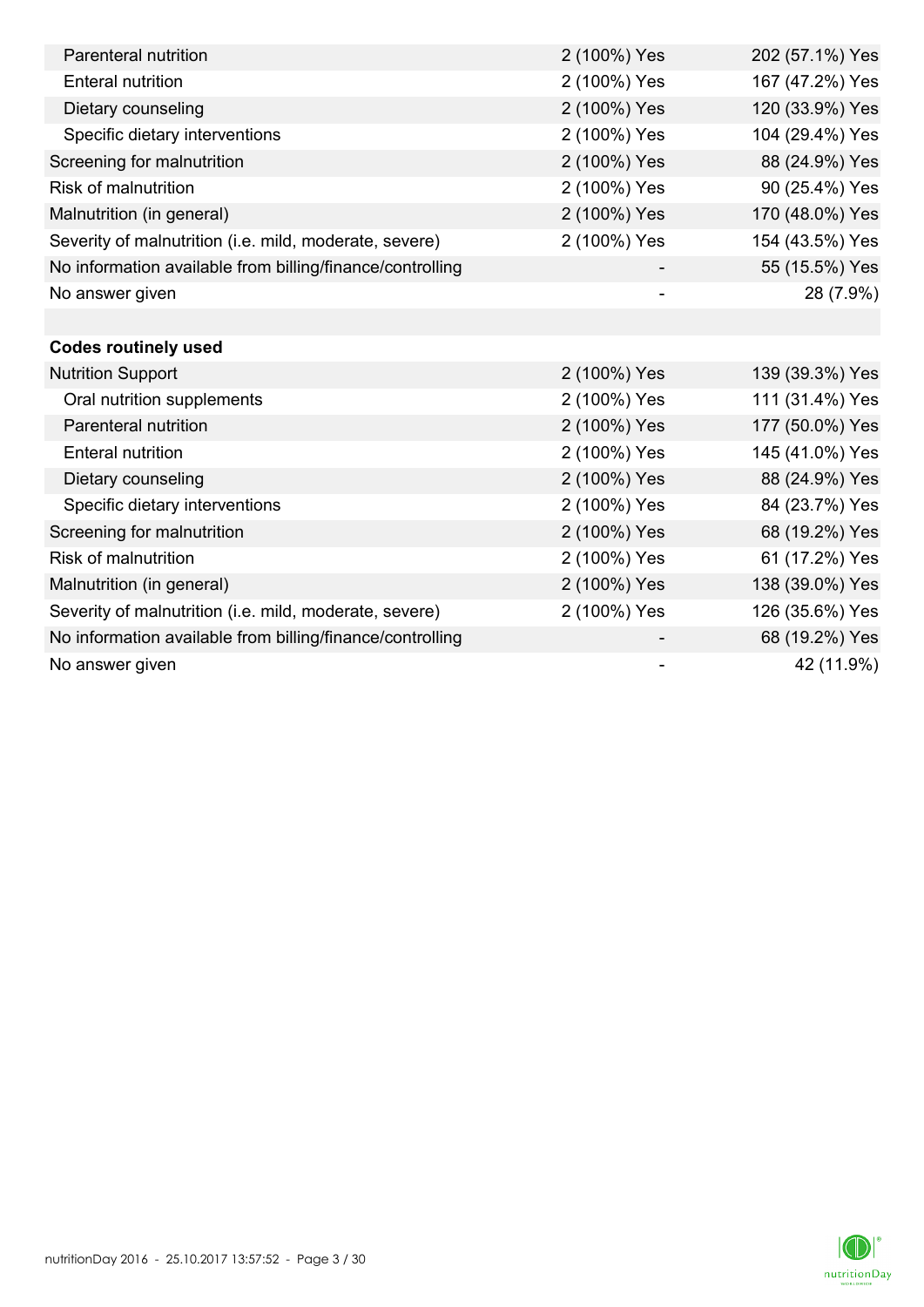| | | |
|---|---|---|
| Parenteral nutrition | 2 (100%) Yes | 202 (57.1%) Yes |
| Enteral nutrition | 2 (100%) Yes | 167 (47.2%) Yes |
| Dietary counseling | 2 (100%) Yes | 120 (33.9%) Yes |
| Specific dietary interventions | 2 (100%) Yes | 104 (29.4%) Yes |
| Screening for malnutrition | 2 (100%) Yes | 88 (24.9%) Yes |
| Risk of malnutrition | 2 (100%) Yes | 90 (25.4%) Yes |
| Malnutrition (in general) | 2 (100%) Yes | 170 (48.0%) Yes |
| Severity of malnutrition (i.e. mild, moderate, severe) | 2 (100%) Yes | 154 (43.5%) Yes |
| No information available from billing/finance/controlling | - | 55 (15.5%) Yes |
| No answer given | - | 28 (7.9%) |
| | | |
| **Codes routinely used** | | |
| Nutrition Support | 2 (100%) Yes | 139 (39.3%) Yes |
| Oral nutrition supplements | 2 (100%) Yes | 111 (31.4%) Yes |
| Parenteral nutrition | 2 (100%) Yes | 177 (50.0%) Yes |
| Enteral nutrition | 2 (100%) Yes | 145 (41.0%) Yes |
| Dietary counseling | 2 (100%) Yes | 88 (24.9%) Yes |
| Specific dietary interventions | 2 (100%) Yes | 84 (23.7%) Yes |
| Screening for malnutrition | 2 (100%) Yes | 68 (19.2%) Yes |
| Risk of malnutrition | 2 (100%) Yes | 61 (17.2%) Yes |
| Malnutrition (in general) | 2 (100%) Yes | 138 (39.0%) Yes |
| Severity of malnutrition (i.e. mild, moderate, severe) | 2 (100%) Yes | 126 (35.6%) Yes |
| No information available from billing/finance/controlling | - | 68 (19.2%) Yes |
| No answer given | - | 42 (11.9%) |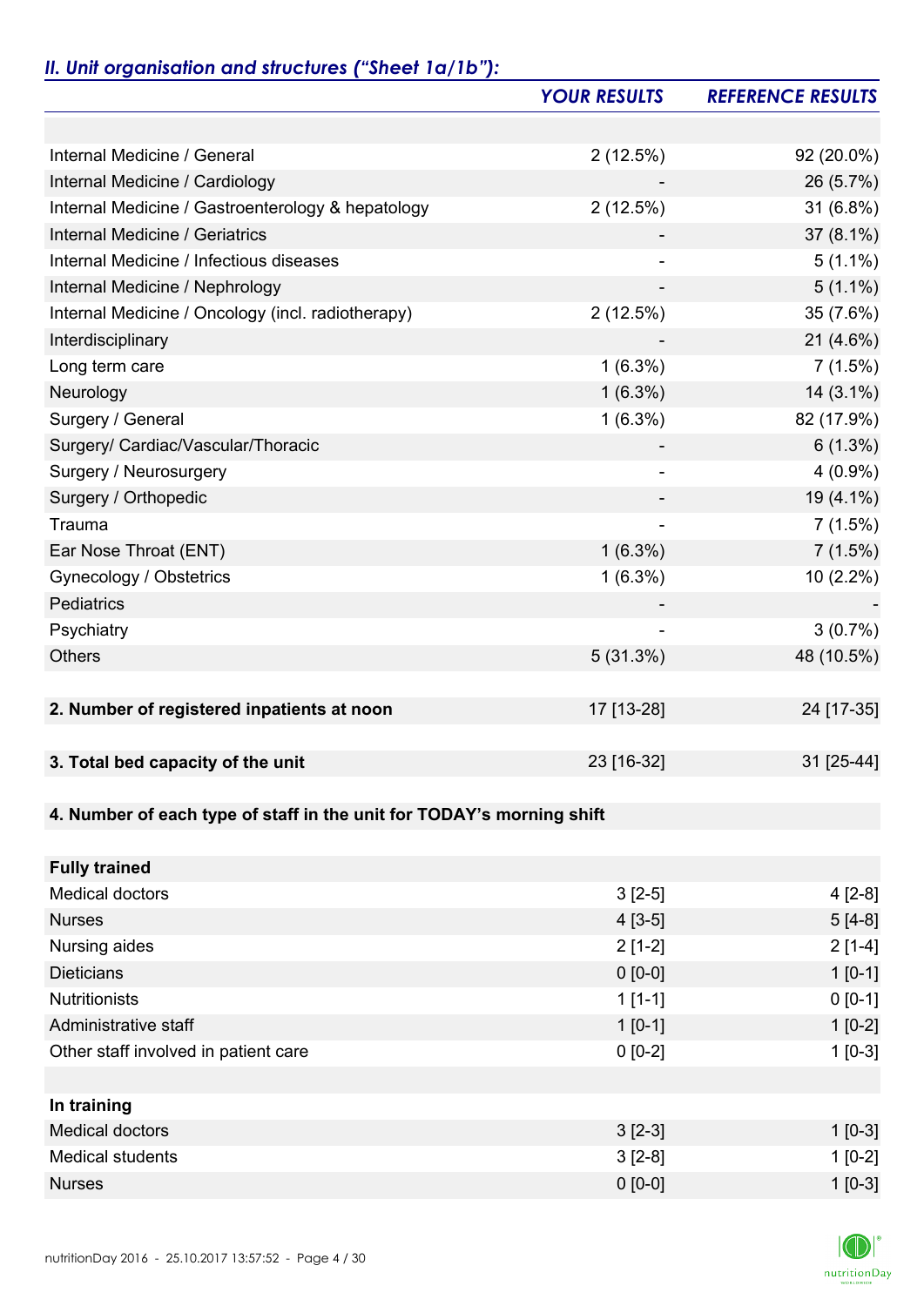## *II. Unit organisation and structures ("Sheet 1a/1b"):*

| | *YOUR RESULTS* | *REFERENCE RESULTS* |
|---|---|---|
| | | |
| Internal Medicine / General | 2 (12.5%) | 92 (20.0%) |
| Internal Medicine / Cardiology | - | 26 (5.7%) |
| Internal Medicine / Gastroenterology & hepatology | 2 (12.5%) | 31 (6.8%) |
| Internal Medicine / Geriatrics | - | 37 (8.1%) |
| Internal Medicine / Infectious diseases | - | 5 (1.1%) |
| Internal Medicine / Nephrology | - | 5 (1.1%) |
| Internal Medicine / Oncology (incl. radiotherapy) | 2 (12.5%) | 35 (7.6%) |
| Interdisciplinary | - | 21 (4.6%) |
| Long term care | 1 (6.3%) | 7 (1.5%) |
| Neurology | 1 (6.3%) | 14 (3.1%) |
| Surgery / General | 1 (6.3%) | 82 (17.9%) |
| Surgery/ Cardiac/Vascular/Thoracic | - | 6 (1.3%) |
| Surgery / Neurosurgery | - | 4 (0.9%) |
| Surgery / Orthopedic | - | 19 (4.1%) |
| Trauma | - | 7 (1.5%) |
| Ear Nose Throat (ENT) | 1 (6.3%) | 7 (1.5%) |
| Gynecology / Obstetrics | 1 (6.3%) | 10 (2.2%) |
| Pediatrics | - | - |
| Psychiatry | - | 3 (0.7%) |
| Others | 5 (31.3%) | 48 (10.5%) |
| | | |
| **2. Number of registered inpatients at noon** | 17 [13-28] | 24 [17-35] |
| | | |
| **3. Total bed capacity of the unit** | 23 [16-32] | 31 [25-44] |
| | | |
| **4. Number of each type of staff in the unit for TODAY's morning shift** | | |
| | | |
| **Fully trained** | | |
| Medical doctors | 3 [2-5] | 4 [2-8] |
| Nurses | 4 [3-5] | 5 [4-8] |
| Nursing aides | 2 [1-2] | 2 [1-4] |
| Dieticians | 0 [0-0] | 1 [0-1] |
| Nutritionists | 1 [1-1] | 0 [0-1] |
| Administrative staff | 1 [0-1] | 1 [0-2] |
| Other staff involved in patient care | 0 [0-2] | 1 [0-3] |
| | | |
| **In training** | | |
| Medical doctors | 3 [2-3] | 1 [0-3] |
| Medical students | 3 [2-8] | 1 [0-2] |
| Nurses | 0 [0-0] | 1 [0-3] |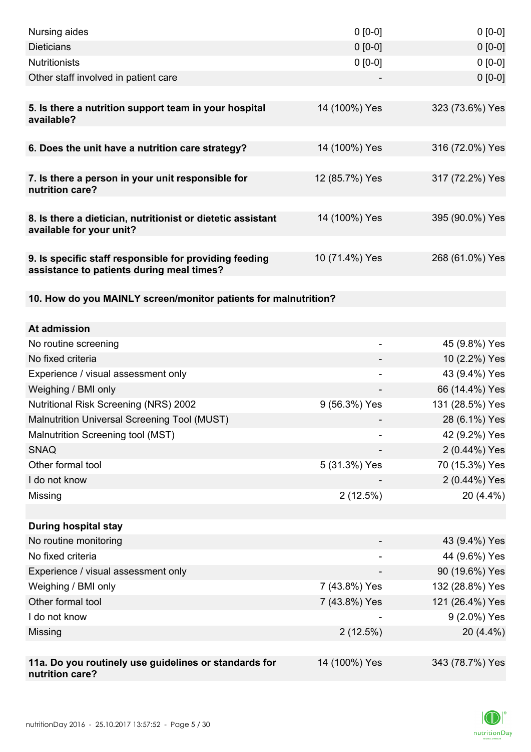| | | |
|---|---|---|
| Nursing aides | 0 [0-0] | 0 [0-0] |
| Dieticians | 0 [0-0] | 0 [0-0] |
| Nutritionists | 0 [0-0] | 0 [0-0] |
| Other staff involved in patient care | - | 0 [0-0] |
| | | |
| **5. Is there a nutrition support team in your hospital available?** | 14 (100%) Yes | 323 (73.6%) Yes |
| | | |
| **6. Does the unit have a nutrition care strategy?** | 14 (100%) Yes | 316 (72.0%) Yes |
| | | |
| **7. Is there a person in your unit responsible for nutrition care?** | 12 (85.7%) Yes | 317 (72.2%) Yes |
| | | |
| **8. Is there a dietician, nutritionist or dietetic assistant available for your unit?** | 14 (100%) Yes | 395 (90.0%) Yes |
| | | |
| **9. Is specific staff responsible for providing feeding assistance to patients during meal times?** | 10 (71.4%) Yes | 268 (61.0%) Yes |
| | | |
| **10. How do you MAINLY screen/monitor patients for malnutrition?** | | |
| | | |
| **At admission** | | |
| No routine screening | - | 45 (9.8%) Yes |
| No fixed criteria | - | 10 (2.2%) Yes |
| Experience / visual assessment only | - | 43 (9.4%) Yes |
| Weighing / BMI only | - | 66 (14.4%) Yes |
| Nutritional Risk Screening (NRS) 2002 | 9 (56.3%) Yes | 131 (28.5%) Yes |
| Malnutrition Universal Screening Tool (MUST) | - | 28 (6.1%) Yes |
| Malnutrition Screening tool (MST) | - | 42 (9.2%) Yes |
| SNAQ | - | 2 (0.44%) Yes |
| Other formal tool | 5 (31.3%) Yes | 70 (15.3%) Yes |
| I do not know | - | 2 (0.44%) Yes |
| Missing | 2 (12.5%) | 20 (4.4%) |
| | | |
| **During hospital stay** | | |
| No routine monitoring | - | 43 (9.4%) Yes |
| No fixed criteria | - | 44 (9.6%) Yes |
| Experience / visual assessment only | - | 90 (19.6%) Yes |
| Weighing / BMI only | 7 (43.8%) Yes | 132 (28.8%) Yes |
| Other formal tool | 7 (43.8%) Yes | 121 (26.4%) Yes |
| I do not know | - | 9 (2.0%) Yes |
| Missing | 2 (12.5%) | 20 (4.4%) |
| | | |
| **11a. Do you routinely use guidelines or standards for nutrition care?** | 14 (100%) Yes | 343 (78.7%) Yes |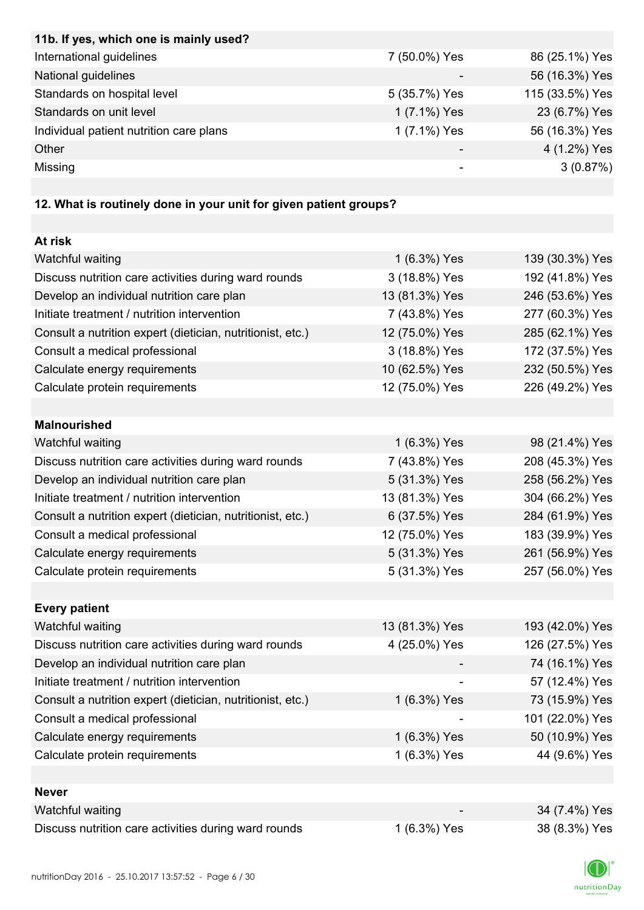| 11b. If yes, which one is mainly used? | | |
|---|---|---|
| International guidelines | 7 (50.0%) Yes | 86 (25.1%) Yes |
| National guidelines | - | 56 (16.3%) Yes |
| Standards on hospital level | 5 (35.7%) Yes | 115 (33.5%) Yes |
| Standards on unit level | 1 (7.1%) Yes | 23 (6.7%) Yes |
| Individual patient nutrition care plans | 1 (7.1%) Yes | 56 (16.3%) Yes |
| Other | - | 4 (1.2%) Yes |
| Missing | - | 3 (0.87%) |

| 12. What is routinely done in your unit for given patient groups? | | |
|---|---|---|
| **At risk** | | |
| Watchful waiting | 1 (6.3%) Yes | 139 (30.3%) Yes |
| Discuss nutrition care activities during ward rounds | 3 (18.8%) Yes | 192 (41.8%) Yes |
| Develop an individual nutrition care plan | 13 (81.3%) Yes | 246 (53.6%) Yes |
| Initiate treatment / nutrition intervention | 7 (43.8%) Yes | 277 (60.3%) Yes |
| Consult a nutrition expert (dietician, nutritionist, etc.) | 12 (75.0%) Yes | 285 (62.1%) Yes |
| Consult a medical professional | 3 (18.8%) Yes | 172 (37.5%) Yes |
| Calculate energy requirements | 10 (62.5%) Yes | 232 (50.5%) Yes |
| Calculate protein requirements | 12 (75.0%) Yes | 226 (49.2%) Yes |
| **Malnourished** | | |
| Watchful waiting | 1 (6.3%) Yes | 98 (21.4%) Yes |
| Discuss nutrition care activities during ward rounds | 7 (43.8%) Yes | 208 (45.3%) Yes |
| Develop an individual nutrition care plan | 5 (31.3%) Yes | 258 (56.2%) Yes |
| Initiate treatment / nutrition intervention | 13 (81.3%) Yes | 304 (66.2%) Yes |
| Consult a nutrition expert (dietician, nutritionist, etc.) | 6 (37.5%) Yes | 284 (61.9%) Yes |
| Consult a medical professional | 12 (75.0%) Yes | 183 (39.9%) Yes |
| Calculate energy requirements | 5 (31.3%) Yes | 261 (56.9%) Yes |
| Calculate protein requirements | 5 (31.3%) Yes | 257 (56.0%) Yes |
| **Every patient** | | |
| Watchful waiting | 13 (81.3%) Yes | 193 (42.0%) Yes |
| Discuss nutrition care activities during ward rounds | 4 (25.0%) Yes | 126 (27.5%) Yes |
| Develop an individual nutrition care plan | - | 74 (16.1%) Yes |
| Initiate treatment / nutrition intervention | - | 57 (12.4%) Yes |
| Consult a nutrition expert (dietician, nutritionist, etc.) | 1 (6.3%) Yes | 73 (15.9%) Yes |
| Consult a medical professional | - | 101 (22.0%) Yes |
| Calculate energy requirements | 1 (6.3%) Yes | 50 (10.9%) Yes |
| Calculate protein requirements | 1 (6.3%) Yes | 44 (9.6%) Yes |
| **Never** | | |
| Watchful waiting | - | 34 (7.4%) Yes |
| Discuss nutrition care activities during ward rounds | 1 (6.3%) Yes | 38 (8.3%) Yes |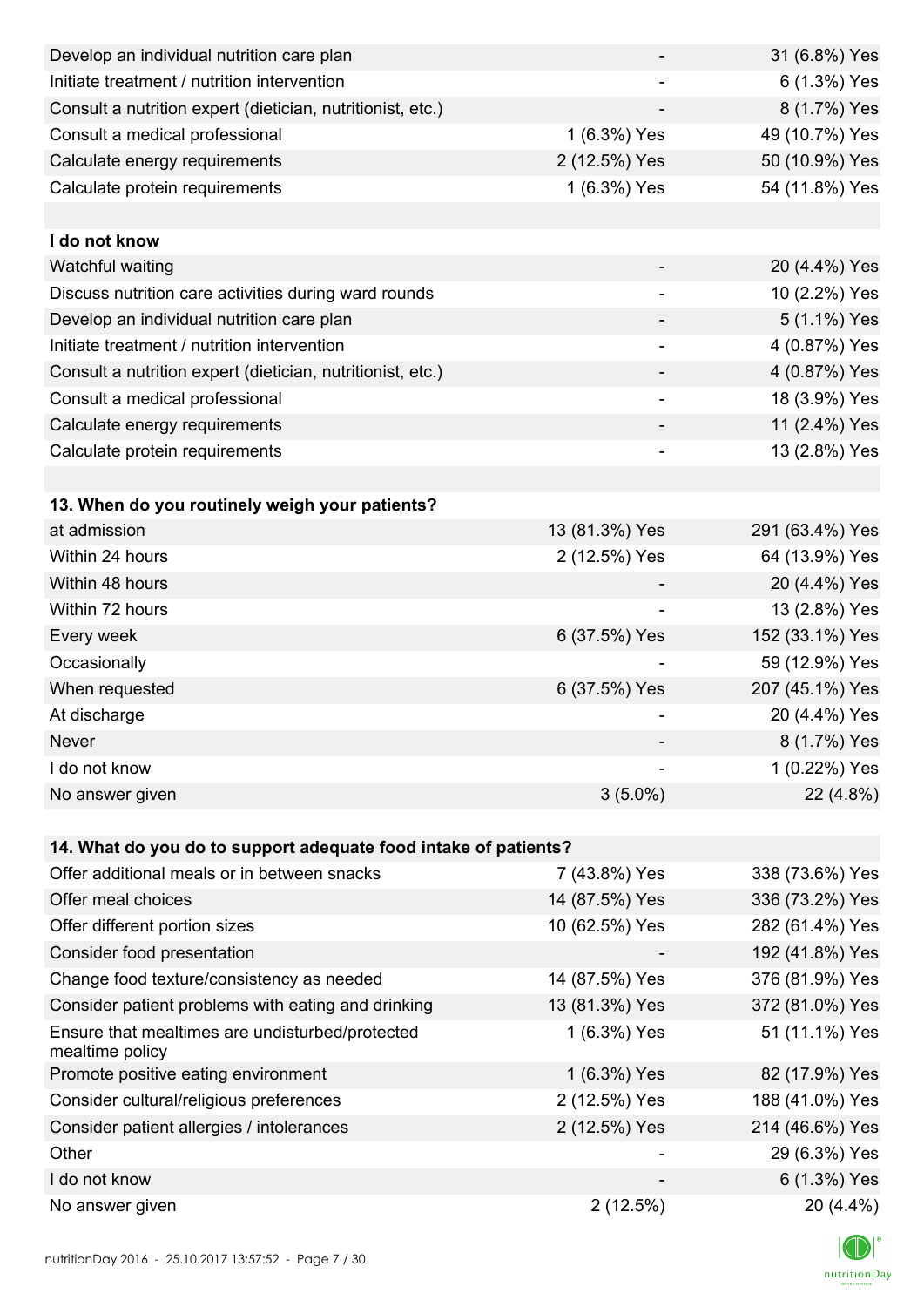| | | |
|---|---|---|
| Develop an individual nutrition care plan | - | 31 (6.8%) Yes |
| Initiate treatment / nutrition intervention | - | 6 (1.3%) Yes |
| Consult a nutrition expert (dietician, nutritionist, etc.) | - | 8 (1.7%) Yes |
| Consult a medical professional | 1 (6.3%) Yes | 49 (10.7%) Yes |
| Calculate energy requirements | 2 (12.5%) Yes | 50 (10.9%) Yes |
| Calculate protein requirements | 1 (6.3%) Yes | 54 (11.8%) Yes |
| | | |
| **I do not know** | | |
| Watchful waiting | - | 20 (4.4%) Yes |
| Discuss nutrition care activities during ward rounds | - | 10 (2.2%) Yes |
| Develop an individual nutrition care plan | - | 5 (1.1%) Yes |
| Initiate treatment / nutrition intervention | - | 4 (0.87%) Yes |
| Consult a nutrition expert (dietician, nutritionist, etc.) | - | 4 (0.87%) Yes |
| Consult a medical professional | - | 18 (3.9%) Yes |
| Calculate energy requirements | - | 11 (2.4%) Yes |
| Calculate protein requirements | - | 13 (2.8%) Yes |

| **13. When do you routinely weigh your patients?** | | |
|---|---|---|
| at admission | 13 (81.3%) Yes | 291 (63.4%) Yes |
| Within 24 hours | 2 (12.5%) Yes | 64 (13.9%) Yes |
| Within 48 hours | - | 20 (4.4%) Yes |
| Within 72 hours | - | 13 (2.8%) Yes |
| Every week | 6 (37.5%) Yes | 152 (33.1%) Yes |
| Occasionally | - | 59 (12.9%) Yes |
| When requested | 6 (37.5%) Yes | 207 (45.1%) Yes |
| At discharge | - | 20 (4.4%) Yes |
| Never | - | 8 (1.7%) Yes |
| I do not know | - | 1 (0.22%) Yes |
| No answer given | 3 (5.0%) | 22 (4.8%) |

| **14. What do you do to support adequate food intake of patients?** | | |
|---|---|---|
| Offer additional meals or in between snacks | 7 (43.8%) Yes | 338 (73.6%) Yes |
| Offer meal choices | 14 (87.5%) Yes | 336 (73.2%) Yes |
| Offer different portion sizes | 10 (62.5%) Yes | 282 (61.4%) Yes |
| Consider food presentation | - | 192 (41.8%) Yes |
| Change food texture/consistency as needed | 14 (87.5%) Yes | 376 (81.9%) Yes |
| Consider patient problems with eating and drinking | 13 (81.3%) Yes | 372 (81.0%) Yes |
| Ensure that mealtimes are undisturbed/protected mealtime policy | 1 (6.3%) Yes | 51 (11.1%) Yes |
| Promote positive eating environment | 1 (6.3%) Yes | 82 (17.9%) Yes |
| Consider cultural/religious preferences | 2 (12.5%) Yes | 188 (41.0%) Yes |
| Consider patient allergies / intolerances | 2 (12.5%) Yes | 214 (46.6%) Yes |
| Other | - | 29 (6.3%) Yes |
| I do not know | - | 6 (1.3%) Yes |
| No answer given | 2 (12.5%) | 20 (4.4%) |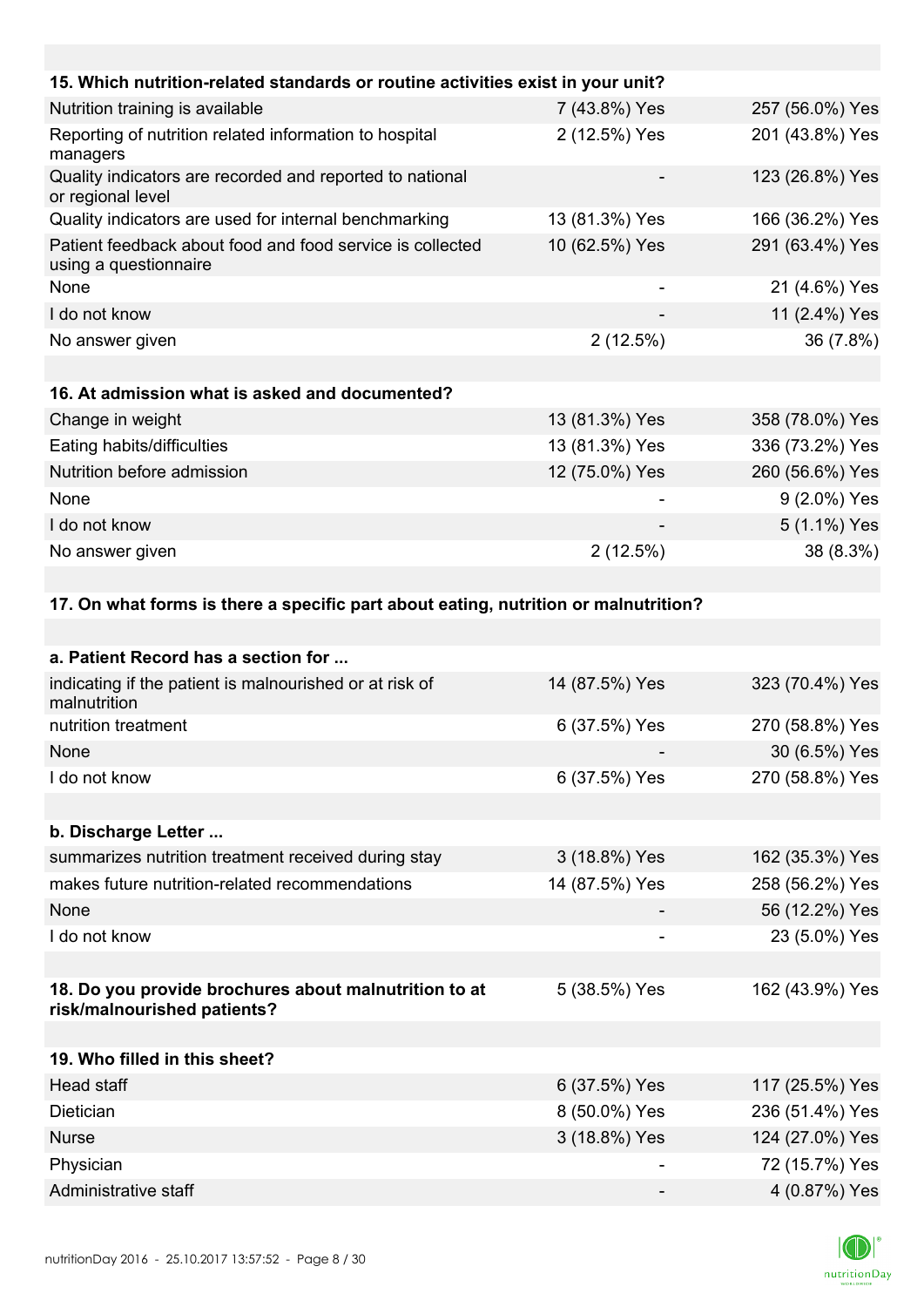| | | |
|---|---|---|
| **15. Which nutrition-related standards or routine activities exist in your unit?** | | |
| Nutrition training is available | 7 (43.8%) Yes | 257 (56.0%) Yes |
| Reporting of nutrition related information to hospital managers | 2 (12.5%) Yes | 201 (43.8%) Yes |
| Quality indicators are recorded and reported to national or regional level | - | 123 (26.8%) Yes |
| Quality indicators are used for internal benchmarking | 13 (81.3%) Yes | 166 (36.2%) Yes |
| Patient feedback about food and food service is collected using a questionnaire | 10 (62.5%) Yes | 291 (63.4%) Yes |
| None | - | 21 (4.6%) Yes |
| I do not know | - | 11 (2.4%) Yes |
| No answer given | 2 (12.5%) | 36 (7.8%) |
| | | |
| **16. At admission what is asked and documented?** | | |
| Change in weight | 13 (81.3%) Yes | 358 (78.0%) Yes |
| Eating habits/difficulties | 13 (81.3%) Yes | 336 (73.2%) Yes |
| Nutrition before admission | 12 (75.0%) Yes | 260 (56.6%) Yes |
| None | - | 9 (2.0%) Yes |
| I do not know | - | 5 (1.1%) Yes |
| No answer given | 2 (12.5%) | 38 (8.3%) |
| | | |
| **17. On what forms is there a specific part about eating, nutrition or malnutrition?** | | |
| | | |
| **a. Patient Record has a section for ...** | | |
| indicating if the patient is malnourished or at risk of malnutrition | 14 (87.5%) Yes | 323 (70.4%) Yes |
| nutrition treatment | 6 (37.5%) Yes | 270 (58.8%) Yes |
| None | - | 30 (6.5%) Yes |
| I do not know | 6 (37.5%) Yes | 270 (58.8%) Yes |
| | | |
| **b. Discharge Letter ...** | | |
| summarizes nutrition treatment received during stay | 3 (18.8%) Yes | 162 (35.3%) Yes |
| makes future nutrition-related recommendations | 14 (87.5%) Yes | 258 (56.2%) Yes |
| None | - | 56 (12.2%) Yes |
| I do not know | - | 23 (5.0%) Yes |
| | | |
| **18. Do you provide brochures about malnutrition to at risk/malnourished patients?** | 5 (38.5%) Yes | 162 (43.9%) Yes |
| | | |
| **19. Who filled in this sheet?** | | |
| Head staff | 6 (37.5%) Yes | 117 (25.5%) Yes |
| Dietician | 8 (50.0%) Yes | 236 (51.4%) Yes |
| Nurse | 3 (18.8%) Yes | 124 (27.0%) Yes |
| Physician | - | 72 (15.7%) Yes |
| Administrative staff | - | 4 (0.87%) Yes |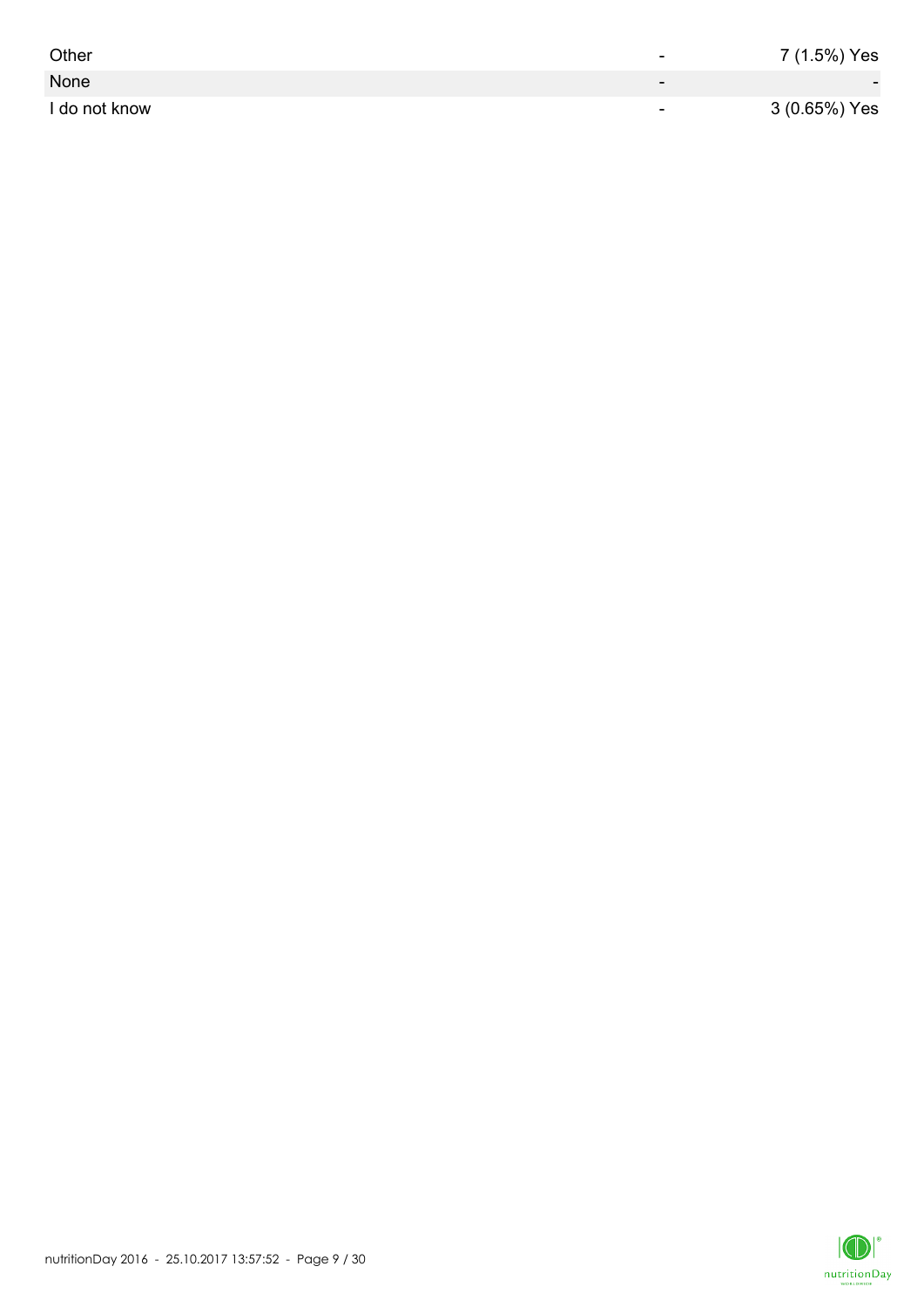| | | |
|---|---|---|
| Other | - | 7 (1.5%) Yes |
| None | - | - |
| I do not know | - | 3 (0.65%) Yes |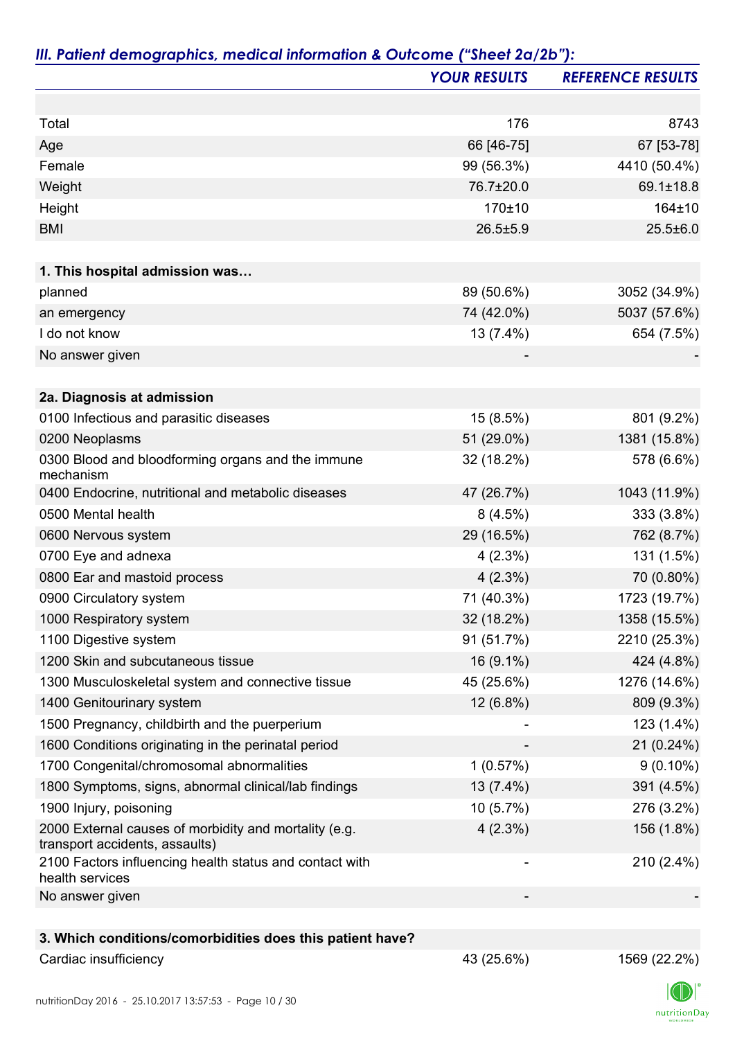## *III. Patient demographics, medical information & Outcome ("Sheet 2a/2b"):*

| | *YOUR RESULTS* | *REFERENCE RESULTS* |
|---|---|---|
| Total | 176 | 8743 |
| Age | 66 [46-75] | 67 [53-78] |
| Female | 99 (56.3%) | 4410 (50.4%) |
| Weight | 76.7±20.0 | 69.1±18.8 |
| Height | 170±10 | 164±10 |
| BMI | 26.5±5.9 | 25.5±6.0 |
| **1. This hospital admission was…** | | |
| planned | 89 (50.6%) | 3052 (34.9%) |
| an emergency | 74 (42.0%) | 5037 (57.6%) |
| I do not know | 13 (7.4%) | 654 (7.5%) |
| No answer given | - | - |
| **2a. Diagnosis at admission** | | |
| 0100 Infectious and parasitic diseases | 15 (8.5%) | 801 (9.2%) |
| 0200 Neoplasms | 51 (29.0%) | 1381 (15.8%) |
| 0300 Blood and bloodforming organs and the immune mechanism | 32 (18.2%) | 578 (6.6%) |
| 0400 Endocrine, nutritional and metabolic diseases | 47 (26.7%) | 1043 (11.9%) |
| 0500 Mental health | 8 (4.5%) | 333 (3.8%) |
| 0600 Nervous system | 29 (16.5%) | 762 (8.7%) |
| 0700 Eye and adnexa | 4 (2.3%) | 131 (1.5%) |
| 0800 Ear and mastoid process | 4 (2.3%) | 70 (0.80%) |
| 0900 Circulatory system | 71 (40.3%) | 1723 (19.7%) |
| 1000 Respiratory system | 32 (18.2%) | 1358 (15.5%) |
| 1100 Digestive system | 91 (51.7%) | 2210 (25.3%) |
| 1200 Skin and subcutaneous tissue | 16 (9.1%) | 424 (4.8%) |
| 1300 Musculoskeletal system and connective tissue | 45 (25.6%) | 1276 (14.6%) |
| 1400 Genitourinary system | 12 (6.8%) | 809 (9.3%) |
| 1500 Pregnancy, childbirth and the puerperium | - | 123 (1.4%) |
| 1600 Conditions originating in the perinatal period | - | 21 (0.24%) |
| 1700 Congenital/chromosomal abnormalities | 1 (0.57%) | 9 (0.10%) |
| 1800 Symptoms, signs, abnormal clinical/lab findings | 13 (7.4%) | 391 (4.5%) |
| 1900 Injury, poisoning | 10 (5.7%) | 276 (3.2%) |
| 2000 External causes of morbidity and mortality (e.g. transport accidents, assaults) | 4 (2.3%) | 156 (1.8%) |
| 2100 Factors influencing health status and contact with health services | - | 210 (2.4%) |
| No answer given | - | - |
| **3. Which conditions/comorbidities does this patient have?** | | |
| Cardiac insufficiency | 43 (25.6%) | 1569 (22.2%) |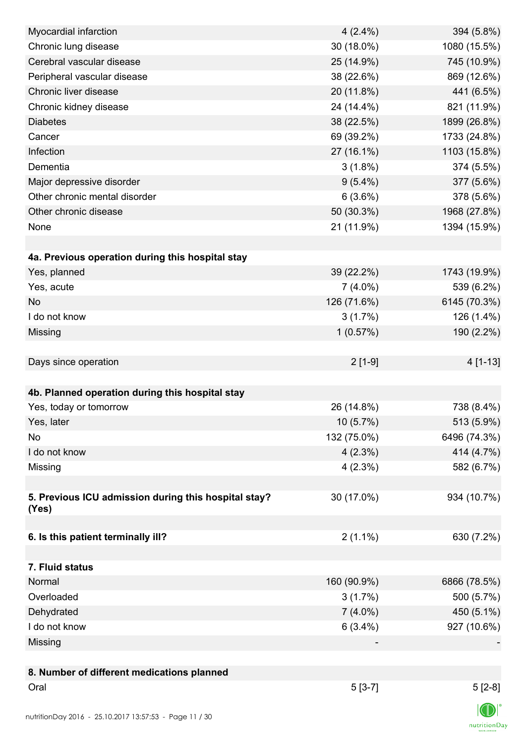| | | |
|---|---|---|
| Myocardial infarction | 4 (2.4%) | 394 (5.8%) |
| Chronic lung disease | 30 (18.0%) | 1080 (15.5%) |
| Cerebral vascular disease | 25 (14.9%) | 745 (10.9%) |
| Peripheral vascular disease | 38 (22.6%) | 869 (12.6%) |
| Chronic liver disease | 20 (11.8%) | 441 (6.5%) |
| Chronic kidney disease | 24 (14.4%) | 821 (11.9%) |
| Diabetes | 38 (22.5%) | 1899 (26.8%) |
| Cancer | 69 (39.2%) | 1733 (24.8%) |
| Infection | 27 (16.1%) | 1103 (15.8%) |
| Dementia | 3 (1.8%) | 374 (5.5%) |
| Major depressive disorder | 9 (5.4%) | 377 (5.6%) |
| Other chronic mental disorder | 6 (3.6%) | 378 (5.6%) |
| Other chronic disease | 50 (30.3%) | 1968 (27.8%) |
| None | 21 (11.9%) | 1394 (15.9%) |
| | | |
| **4a. Previous operation during this hospital stay** | | |
| Yes, planned | 39 (22.2%) | 1743 (19.9%) |
| Yes, acute | 7 (4.0%) | 539 (6.2%) |
| No | 126 (71.6%) | 6145 (70.3%) |
| I do not know | 3 (1.7%) | 126 (1.4%) |
| Missing | 1 (0.57%) | 190 (2.2%) |
| | | |
| Days since operation | 2 [1-9] | 4 [1-13] |
| | | |
| **4b. Planned operation during this hospital stay** | | |
| Yes, today or tomorrow | 26 (14.8%) | 738 (8.4%) |
| Yes, later | 10 (5.7%) | 513 (5.9%) |
| No | 132 (75.0%) | 6496 (74.3%) |
| I do not know | 4 (2.3%) | 414 (4.7%) |
| Missing | 4 (2.3%) | 582 (6.7%) |
| | | |
| **5. Previous ICU admission during this hospital stay? (Yes)** | 30 (17.0%) | 934 (10.7%) |
| | | |
| **6. Is this patient terminally ill?** | 2 (1.1%) | 630 (7.2%) |
| | | |
| **7. Fluid status** | | |
| Normal | 160 (90.9%) | 6866 (78.5%) |
| Overloaded | 3 (1.7%) | 500 (5.7%) |
| Dehydrated | 7 (4.0%) | 450 (5.1%) |
| I do not know | 6 (3.4%) | 927 (10.6%) |
| Missing | - | - |
| | | |
| **8. Number of different medications planned** | | |
| Oral | 5 [3-7] | 5 [2-8] |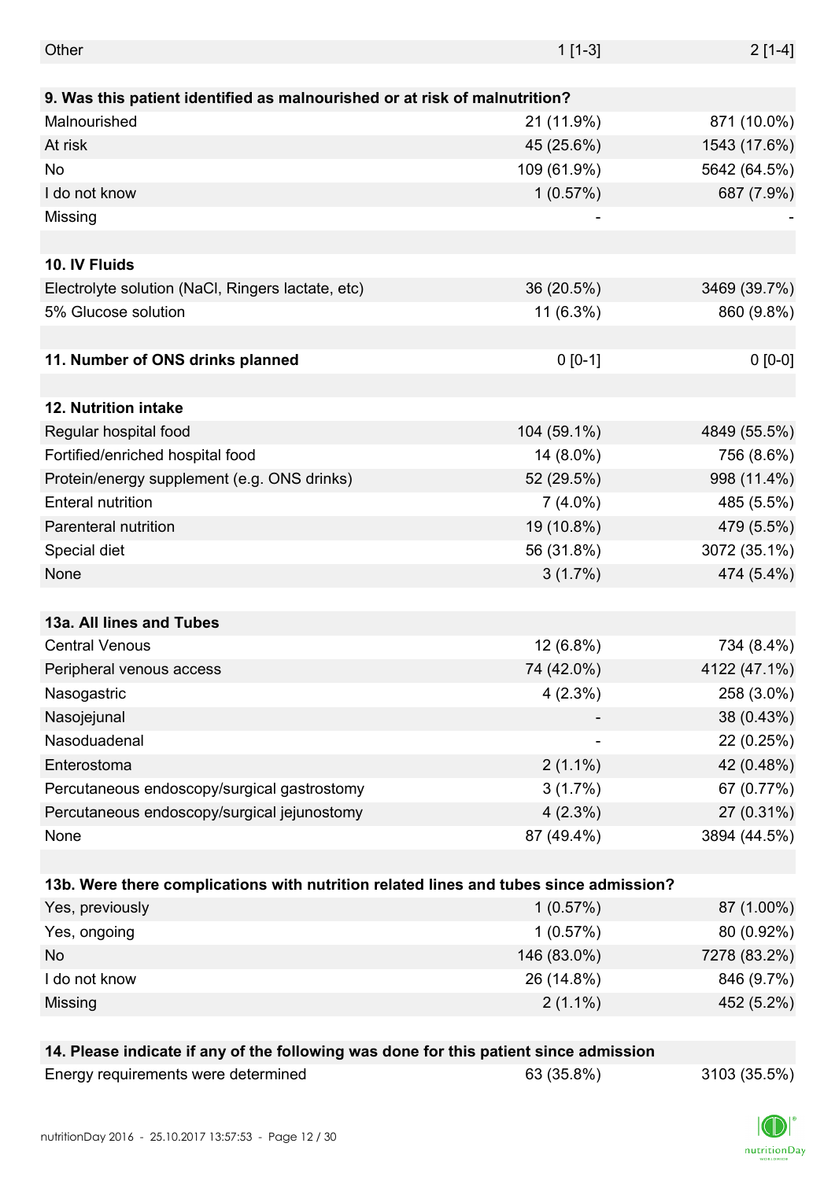| | | |
|---|---|---|
| Other | 1 [1-3] | 2 [1-4] |
| | | |
| **9. Was this patient identified as malnourished or at risk of malnutrition?** | | |
| Malnourished | 21 (11.9%) | 871 (10.0%) |
| At risk | 45 (25.6%) | 1543 (17.6%) |
| No | 109 (61.9%) | 5642 (64.5%) |
| I do not know | 1 (0.57%) | 687 (7.9%) |
| Missing | - | - |
| | | |
| **10. IV Fluids** | | |
| Electrolyte solution (NaCl, Ringers lactate, etc) | 36 (20.5%) | 3469 (39.7%) |
| 5% Glucose solution | 11 (6.3%) | 860 (9.8%) |
| | | |
| **11. Number of ONS drinks planned** | 0 [0-1] | 0 [0-0] |
| | | |
| **12. Nutrition intake** | | |
| Regular hospital food | 104 (59.1%) | 4849 (55.5%) |
| Fortified/enriched hospital food | 14 (8.0%) | 756 (8.6%) |
| Protein/energy supplement (e.g. ONS drinks) | 52 (29.5%) | 998 (11.4%) |
| Enteral nutrition | 7 (4.0%) | 485 (5.5%) |
| Parenteral nutrition | 19 (10.8%) | 479 (5.5%) |
| Special diet | 56 (31.8%) | 3072 (35.1%) |
| None | 3 (1.7%) | 474 (5.4%) |
| | | |
| **13a. All lines and Tubes** | | |
| Central Venous | 12 (6.8%) | 734 (8.4%) |
| Peripheral venous access | 74 (42.0%) | 4122 (47.1%) |
| Nasogastric | 4 (2.3%) | 258 (3.0%) |
| Nasojejunal | - | 38 (0.43%) |
| Nasoduadenal | - | 22 (0.25%) |
| Enterostoma | 2 (1.1%) | 42 (0.48%) |
| Percutaneous endoscopy/surgical gastrostomy | 3 (1.7%) | 67 (0.77%) |
| Percutaneous endoscopy/surgical jejunostomy | 4 (2.3%) | 27 (0.31%) |
| None | 87 (49.4%) | 3894 (44.5%) |
| | | |
| **13b. Were there complications with nutrition related lines and tubes since admission?** | | |
| Yes, previously | 1 (0.57%) | 87 (1.00%) |
| Yes, ongoing | 1 (0.57%) | 80 (0.92%) |
| No | 146 (83.0%) | 7278 (83.2%) |
| I do not know | 26 (14.8%) | 846 (9.7%) |
| Missing | 2 (1.1%) | 452 (5.2%) |
| | | |
| **14. Please indicate if any of the following was done for this patient since admission** | | |
| Energy requirements were determined | 63 (35.8%) | 3103 (35.5%) |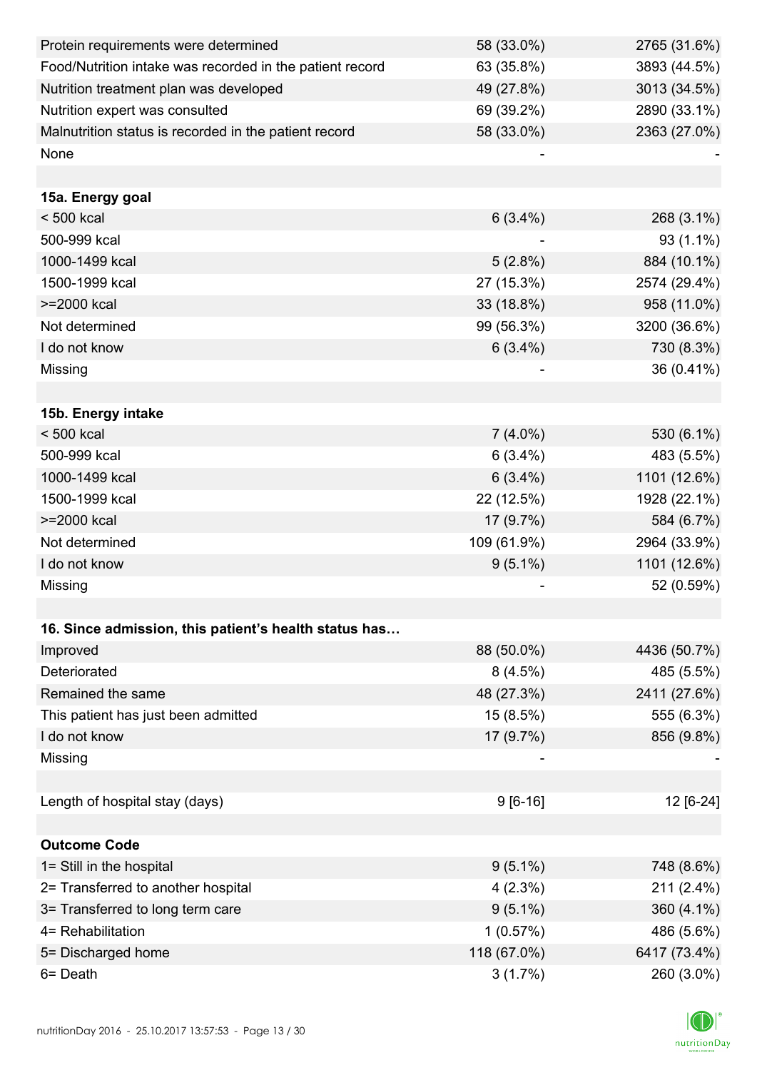| | | |
|---|---|---|
| Protein requirements were determined | 58 (33.0%) | 2765 (31.6%) |
| Food/Nutrition intake was recorded in the patient record | 63 (35.8%) | 3893 (44.5%) |
| Nutrition treatment plan was developed | 49 (27.8%) | 3013 (34.5%) |
| Nutrition expert was consulted | 69 (39.2%) | 2890 (33.1%) |
| Malnutrition status is recorded in the patient record | 58 (33.0%) | 2363 (27.0%) |
| None | - | - |
| | | |
| **15a. Energy goal** | | |
| < 500 kcal | 6 (3.4%) | 268 (3.1%) |
| 500-999 kcal | - | 93 (1.1%) |
| 1000-1499 kcal | 5 (2.8%) | 884 (10.1%) |
| 1500-1999 kcal | 27 (15.3%) | 2574 (29.4%) |
| >=2000 kcal | 33 (18.8%) | 958 (11.0%) |
| Not determined | 99 (56.3%) | 3200 (36.6%) |
| I do not know | 6 (3.4%) | 730 (8.3%) |
| Missing | - | 36 (0.41%) |
| | | |
| **15b. Energy intake** | | |
| < 500 kcal | 7 (4.0%) | 530 (6.1%) |
| 500-999 kcal | 6 (3.4%) | 483 (5.5%) |
| 1000-1499 kcal | 6 (3.4%) | 1101 (12.6%) |
| 1500-1999 kcal | 22 (12.5%) | 1928 (22.1%) |
| >=2000 kcal | 17 (9.7%) | 584 (6.7%) |
| Not determined | 109 (61.9%) | 2964 (33.9%) |
| I do not know | 9 (5.1%) | 1101 (12.6%) |
| Missing | - | 52 (0.59%) |
| | | |
| **16. Since admission, this patient's health status has…** | | |
| Improved | 88 (50.0%) | 4436 (50.7%) |
| Deteriorated | 8 (4.5%) | 485 (5.5%) |
| Remained the same | 48 (27.3%) | 2411 (27.6%) |
| This patient has just been admitted | 15 (8.5%) | 555 (6.3%) |
| I do not know | 17 (9.7%) | 856 (9.8%) |
| Missing | - | - |
| | | |
| Length of hospital stay (days) | 9 [6-16] | 12 [6-24] |
| | | |
| **Outcome Code** | | |
| 1= Still in the hospital | 9 (5.1%) | 748 (8.6%) |
| 2= Transferred to another hospital | 4 (2.3%) | 211 (2.4%) |
| 3= Transferred to long term care | 9 (5.1%) | 360 (4.1%) |
| 4= Rehabilitation | 1 (0.57%) | 486 (5.6%) |
| 5= Discharged home | 118 (67.0%) | 6417 (73.4%) |
| 6= Death | 3 (1.7%) | 260 (3.0%) |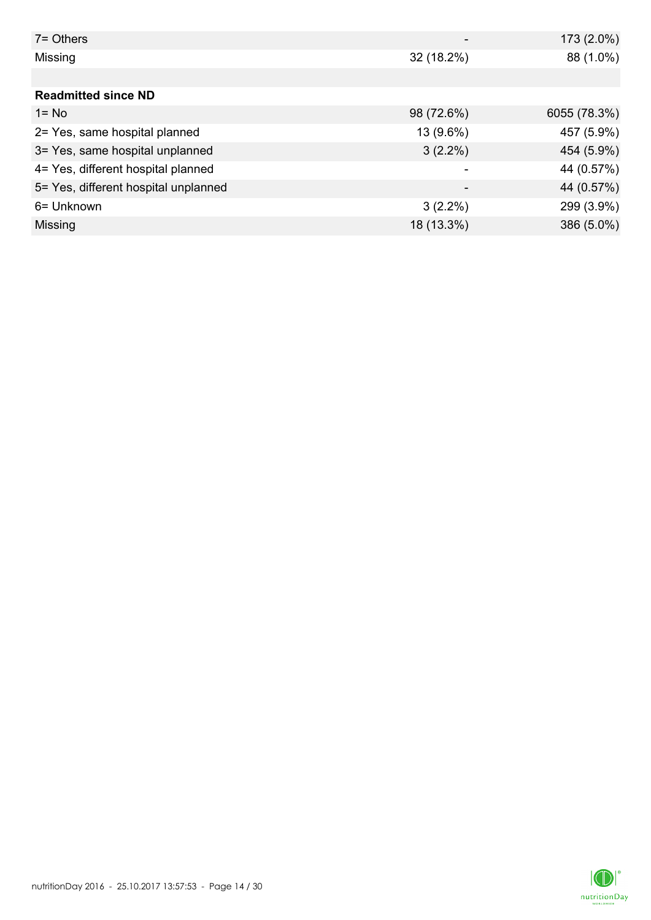| | | |
|---|---|---|
| 7= Others | - | 173 (2.0%) |
| Missing | 32 (18.2%) | 88 (1.0%) |
| | | |
| **Readmitted since ND** | | |
| 1= No | 98 (72.6%) | 6055 (78.3%) |
| 2= Yes, same hospital planned | 13 (9.6%) | 457 (5.9%) |
| 3= Yes, same hospital unplanned | 3 (2.2%) | 454 (5.9%) |
| 4= Yes, different hospital planned | - | 44 (0.57%) |
| 5= Yes, different hospital unplanned | - | 44 (0.57%) |
| 6= Unknown | 3 (2.2%) | 299 (3.9%) |
| Missing | 18 (13.3%) | 386 (5.0%) |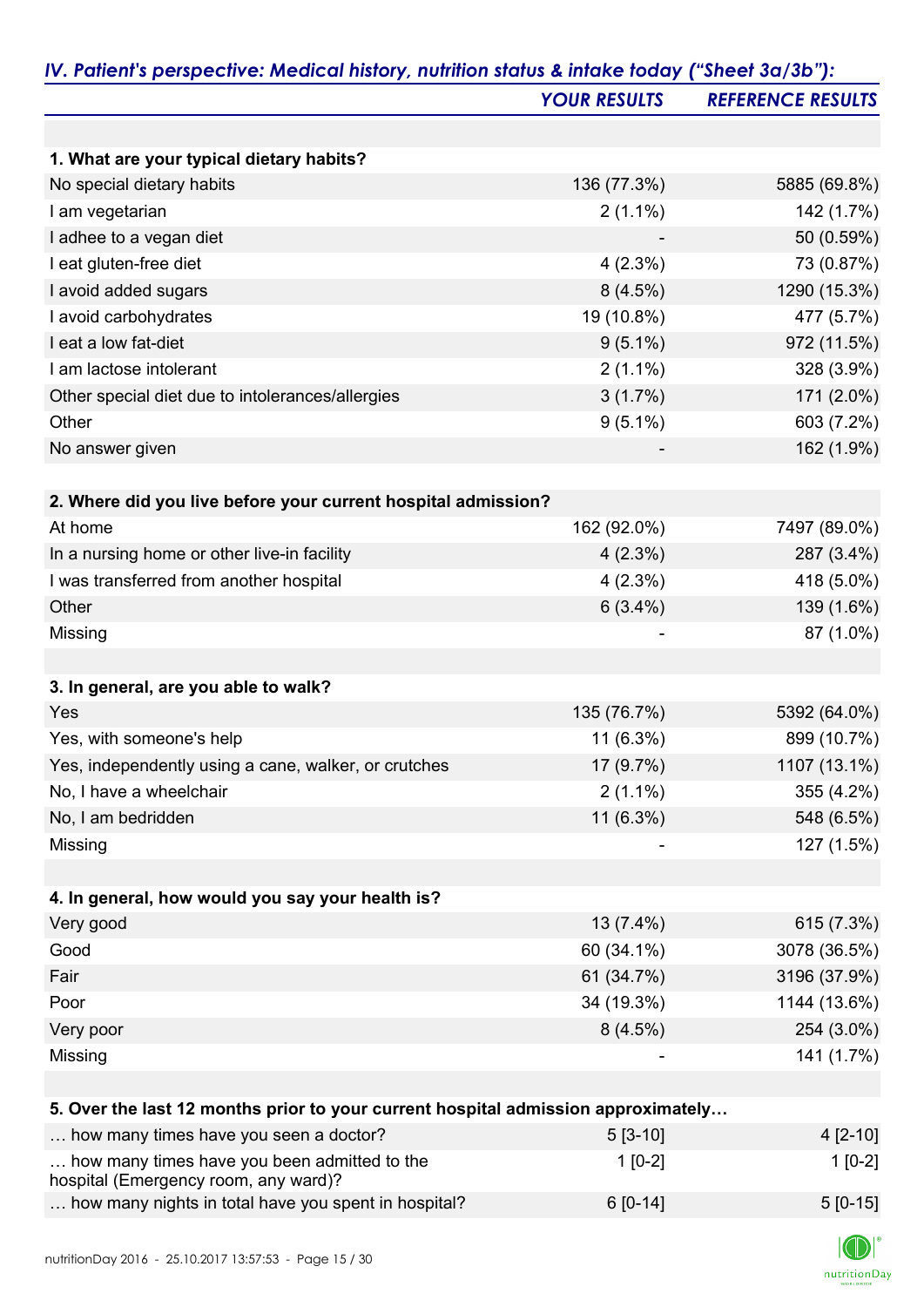## *IV. Patient's perspective: Medical history, nutrition status & intake today ("Sheet 3a/3b"):*

| | *YOUR RESULTS* | *REFERENCE RESULTS* |
|---|---|---|
| **1. What are your typical dietary habits?** | | |
| No special dietary habits | 136 (77.3%) | 5885 (69.8%) |
| I am vegetarian | 2 (1.1%) | 142 (1.7%) |
| I adhee to a vegan diet | - | 50 (0.59%) |
| I eat gluten-free diet | 4 (2.3%) | 73 (0.87%) |
| I avoid added sugars | 8 (4.5%) | 1290 (15.3%) |
| I avoid carbohydrates | 19 (10.8%) | 477 (5.7%) |
| I eat a low fat-diet | 9 (5.1%) | 972 (11.5%) |
| I am lactose intolerant | 2 (1.1%) | 328 (3.9%) |
| Other special diet due to intolerances/allergies | 3 (1.7%) | 171 (2.0%) |
| Other | 9 (5.1%) | 603 (7.2%) |
| No answer given | - | 162 (1.9%) |
| **2. Where did you live before your current hospital admission?** | | |
| At home | 162 (92.0%) | 7497 (89.0%) |
| In a nursing home or other live-in facility | 4 (2.3%) | 287 (3.4%) |
| I was transferred from another hospital | 4 (2.3%) | 418 (5.0%) |
| Other | 6 (3.4%) | 139 (1.6%) |
| Missing | - | 87 (1.0%) |
| **3. In general, are you able to walk?** | | |
| Yes | 135 (76.7%) | 5392 (64.0%) |
| Yes, with someone's help | 11 (6.3%) | 899 (10.7%) |
| Yes, independently using a cane, walker, or crutches | 17 (9.7%) | 1107 (13.1%) |
| No, I have a wheelchair | 2 (1.1%) | 355 (4.2%) |
| No, I am bedridden | 11 (6.3%) | 548 (6.5%) |
| Missing | - | 127 (1.5%) |
| **4. In general, how would you say your health is?** | | |
| Very good | 13 (7.4%) | 615 (7.3%) |
| Good | 60 (34.1%) | 3078 (36.5%) |
| Fair | 61 (34.7%) | 3196 (37.9%) |
| Poor | 34 (19.3%) | 1144 (13.6%) |
| Very poor | 8 (4.5%) | 254 (3.0%) |
| Missing | - | 141 (1.7%) |
| **5. Over the last 12 months prior to your current hospital admission approximately…** | | |
| … how many times have you seen a doctor? | 5 [3-10] | 4 [2-10] |
| … how many times have you been admitted to the hospital (Emergency room, any ward)? | 1 [0-2] | 1 [0-2] |
| … how many nights in total have you spent in hospital? | 6 [0-14] | 5 [0-15] |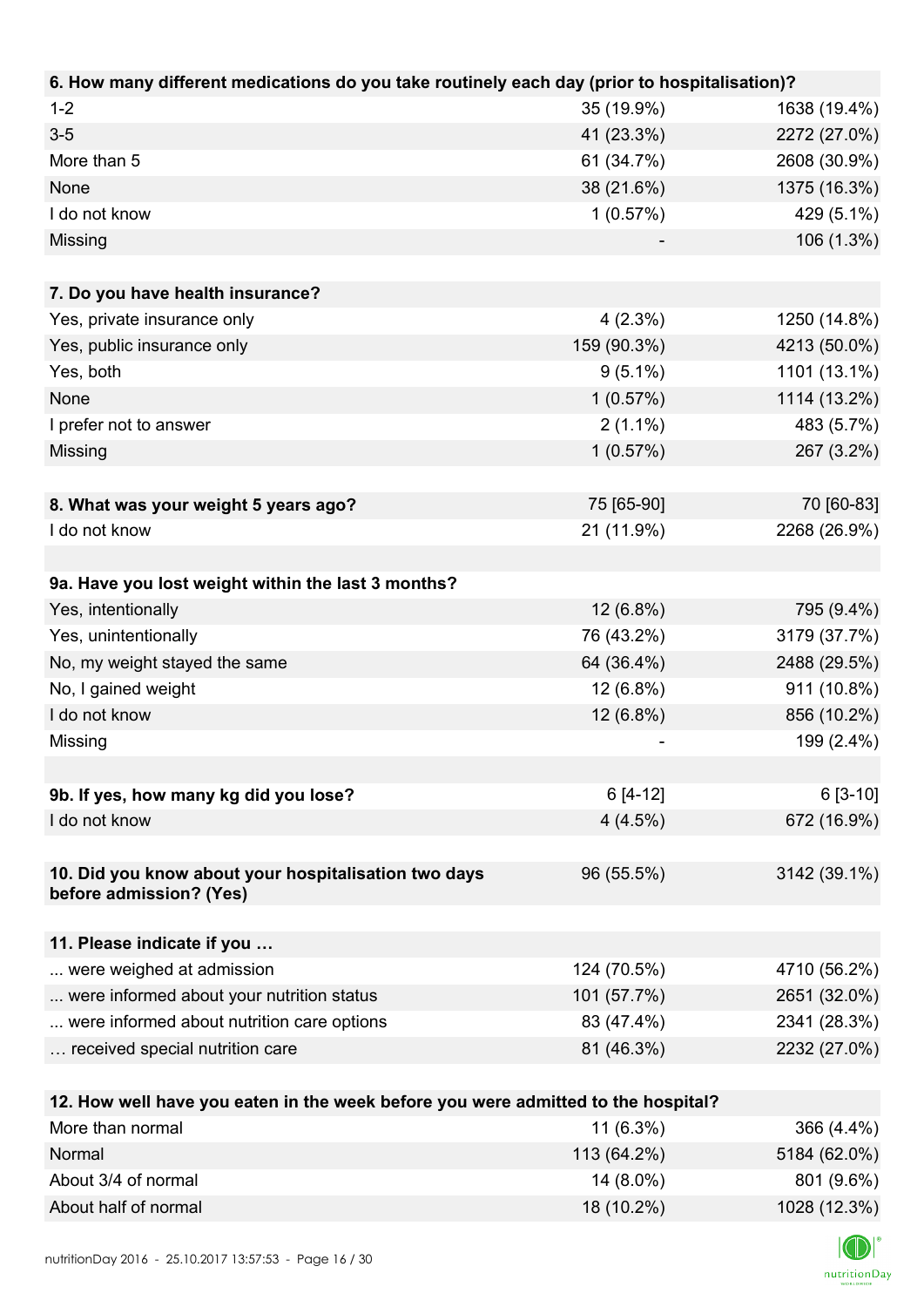| | | |
|---|---|---|
| **6. How many different medications do you take routinely each day (prior to hospitalisation)?** | | |
| 1-2 | 35 (19.9%) | 1638 (19.4%) |
| 3-5 | 41 (23.3%) | 2272 (27.0%) |
| More than 5 | 61 (34.7%) | 2608 (30.9%) |
| None | 38 (21.6%) | 1375 (16.3%) |
| I do not know | 1 (0.57%) | 429 (5.1%) |
| Missing | - | 106 (1.3%) |
| | | |
| **7. Do you have health insurance?** | | |
| Yes, private insurance only | 4 (2.3%) | 1250 (14.8%) |
| Yes, public insurance only | 159 (90.3%) | 4213 (50.0%) |
| Yes, both | 9 (5.1%) | 1101 (13.1%) |
| None | 1 (0.57%) | 1114 (13.2%) |
| I prefer not to answer | 2 (1.1%) | 483 (5.7%) |
| Missing | 1 (0.57%) | 267 (3.2%) |
| | | |
| **8. What was your weight 5 years ago?** | 75 [65-90] | 70 [60-83] |
| I do not know | 21 (11.9%) | 2268 (26.9%) |
| | | |
| **9a. Have you lost weight within the last 3 months?** | | |
| Yes, intentionally | 12 (6.8%) | 795 (9.4%) |
| Yes, unintentionally | 76 (43.2%) | 3179 (37.7%) |
| No, my weight stayed the same | 64 (36.4%) | 2488 (29.5%) |
| No, I gained weight | 12 (6.8%) | 911 (10.8%) |
| I do not know | 12 (6.8%) | 856 (10.2%) |
| Missing | - | 199 (2.4%) |
| | | |
| **9b. If yes, how many kg did you lose?** | 6 [4-12] | 6 [3-10] |
| I do not know | 4 (4.5%) | 672 (16.9%) |
| | | |
| **10. Did you know about your hospitalisation two days before admission? (Yes)** | 96 (55.5%) | 3142 (39.1%) |
| | | |
| **11. Please indicate if you …** | | |
| ... were weighed at admission | 124 (70.5%) | 4710 (56.2%) |
| ... were informed about your nutrition status | 101 (57.7%) | 2651 (32.0%) |
| ... were informed about nutrition care options | 83 (47.4%) | 2341 (28.3%) |
| … received special nutrition care | 81 (46.3%) | 2232 (27.0%) |
| | | |
| **12. How well have you eaten in the week before you were admitted to the hospital?** | | |
| More than normal | 11 (6.3%) | 366 (4.4%) |
| Normal | 113 (64.2%) | 5184 (62.0%) |
| About 3/4 of normal | 14 (8.0%) | 801 (9.6%) |
| About half of normal | 18 (10.2%) | 1028 (12.3%) |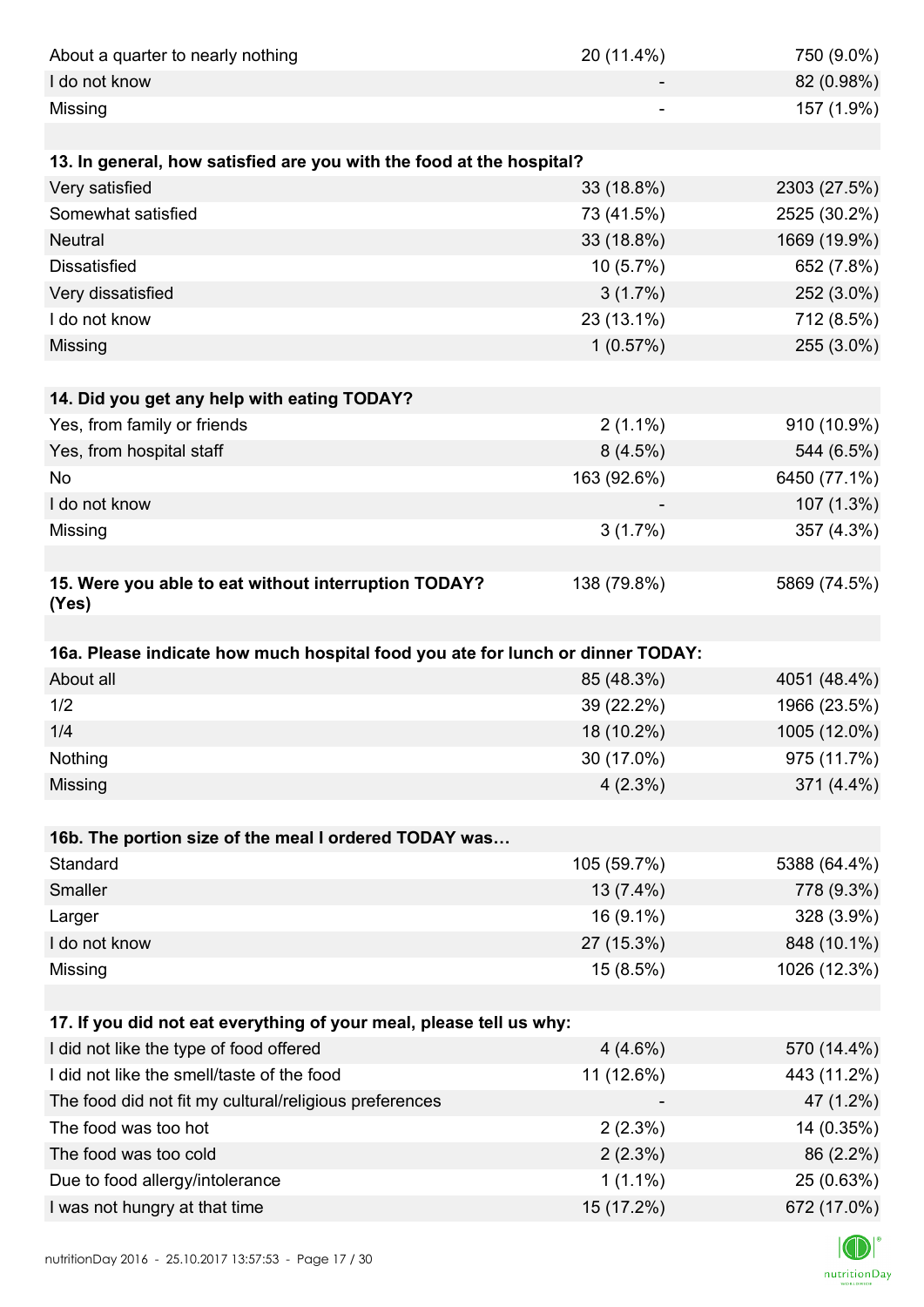| | | |
|---|---|---|
| About a quarter to nearly nothing | 20 (11.4%) | 750 (9.0%) |
| I do not know | - | 82 (0.98%) |
| Missing | - | 157 (1.9%) |

| **13. In general, how satisfied are you with the food at the hospital?** | | |
|---|---|---|
| Very satisfied | 33 (18.8%) | 2303 (27.5%) |
| Somewhat satisfied | 73 (41.5%) | 2525 (30.2%) |
| Neutral | 33 (18.8%) | 1669 (19.9%) |
| Dissatisfied | 10 (5.7%) | 652 (7.8%) |
| Very dissatisfied | 3 (1.7%) | 252 (3.0%) |
| I do not know | 23 (13.1%) | 712 (8.5%) |
| Missing | 1 (0.57%) | 255 (3.0%) |

| **14. Did you get any help with eating TODAY?** | | |
|---|---|---|
| Yes, from family or friends | 2 (1.1%) | 910 (10.9%) |
| Yes, from hospital staff | 8 (4.5%) | 544 (6.5%) |
| No | 163 (92.6%) | 6450 (77.1%) |
| I do not know | - | 107 (1.3%) |
| Missing | 3 (1.7%) | 357 (4.3%) |

| | | |
|---|---|---|
| **15. Were you able to eat without interruption TODAY? (Yes)** | 138 (79.8%) | 5869 (74.5%) |

| **16a. Please indicate how much hospital food you ate for lunch or dinner TODAY:** | | |
|---|---|---|
| About all | 85 (48.3%) | 4051 (48.4%) |
| 1/2 | 39 (22.2%) | 1966 (23.5%) |
| 1/4 | 18 (10.2%) | 1005 (12.0%) |
| Nothing | 30 (17.0%) | 975 (11.7%) |
| Missing | 4 (2.3%) | 371 (4.4%) |

| **16b. The portion size of the meal I ordered TODAY was…** | | |
|---|---|---|
| Standard | 105 (59.7%) | 5388 (64.4%) |
| Smaller | 13 (7.4%) | 778 (9.3%) |
| Larger | 16 (9.1%) | 328 (3.9%) |
| I do not know | 27 (15.3%) | 848 (10.1%) |
| Missing | 15 (8.5%) | 1026 (12.3%) |

| **17. If you did not eat everything of your meal, please tell us why:** | | |
|---|---|---|
| I did not like the type of food offered | 4 (4.6%) | 570 (14.4%) |
| I did not like the smell/taste of the food | 11 (12.6%) | 443 (11.2%) |
| The food did not fit my cultural/religious preferences | - | 47 (1.2%) |
| The food was too hot | 2 (2.3%) | 14 (0.35%) |
| The food was too cold | 2 (2.3%) | 86 (2.2%) |
| Due to food allergy/intolerance | 1 (1.1%) | 25 (0.63%) |
| I was not hungry at that time | 15 (17.2%) | 672 (17.0%) |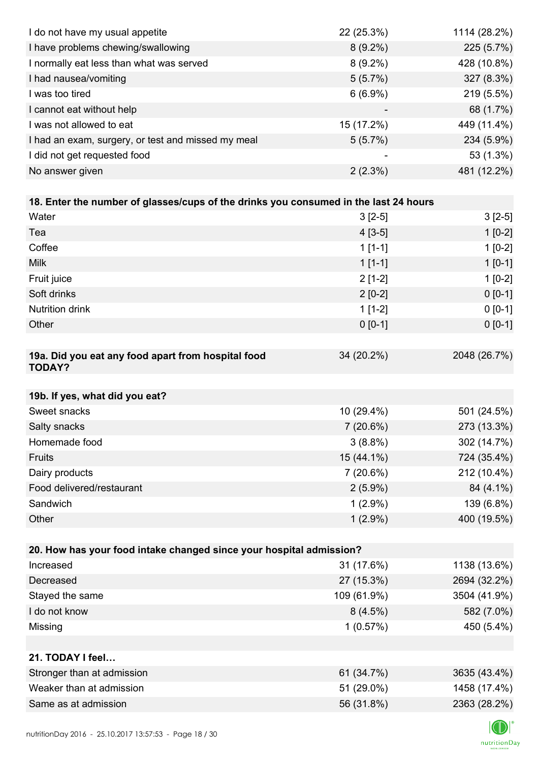| | | |
|---|---|---|
| I do not have my usual appetite | 22 (25.3%) | 1114 (28.2%) |
| I have problems chewing/swallowing | 8 (9.2%) | 225 (5.7%) |
| I normally eat less than what was served | 8 (9.2%) | 428 (10.8%) |
| I had nausea/vomiting | 5 (5.7%) | 327 (8.3%) |
| I was too tired | 6 (6.9%) | 219 (5.5%) |
| I cannot eat without help | - | 68 (1.7%) |
| I was not allowed to eat | 15 (17.2%) | 449 (11.4%) |
| I had an exam, surgery, or test and missed my meal | 5 (5.7%) | 234 (5.9%) |
| I did not get requested food | - | 53 (1.3%) |
| No answer given | 2 (2.3%) | 481 (12.2%) |

| **18. Enter the number of glasses/cups of the drinks you consumed in the last 24 hours** | | |
|---|---|---|
| Water | 3 [2-5] | 3 [2-5] |
| Tea | 4 [3-5] | 1 [0-2] |
| Coffee | 1 [1-1] | 1 [0-2] |
| Milk | 1 [1-1] | 1 [0-1] |
| Fruit juice | 2 [1-2] | 1 [0-2] |
| Soft drinks | 2 [0-2] | 0 [0-1] |
| Nutrition drink | 1 [1-2] | 0 [0-1] |
| Other | 0 [0-1] | 0 [0-1] |

| **19a. Did you eat any food apart from hospital food TODAY?** | 34 (20.2%) | 2048 (26.7%) |
|---|---|---|

| **19b. If yes, what did you eat?** | | |
|---|---|---|
| Sweet snacks | 10 (29.4%) | 501 (24.5%) |
| Salty snacks | 7 (20.6%) | 273 (13.3%) |
| Homemade food | 3 (8.8%) | 302 (14.7%) |
| Fruits | 15 (44.1%) | 724 (35.4%) |
| Dairy products | 7 (20.6%) | 212 (10.4%) |
| Food delivered/restaurant | 2 (5.9%) | 84 (4.1%) |
| Sandwich | 1 (2.9%) | 139 (6.8%) |
| Other | 1 (2.9%) | 400 (19.5%) |

| **20. How has your food intake changed since your hospital admission?** | | |
|---|---|---|
| Increased | 31 (17.6%) | 1138 (13.6%) |
| Decreased | 27 (15.3%) | 2694 (32.2%) |
| Stayed the same | 109 (61.9%) | 3504 (41.9%) |
| I do not know | 8 (4.5%) | 582 (7.0%) |
| Missing | 1 (0.57%) | 450 (5.4%) |

| **21. TODAY I feel…** | | |
|---|---|---|
| Stronger than at admission | 61 (34.7%) | 3635 (43.4%) |
| Weaker than at admission | 51 (29.0%) | 1458 (17.4%) |
| Same as at admission | 56 (31.8%) | 2363 (28.2%) |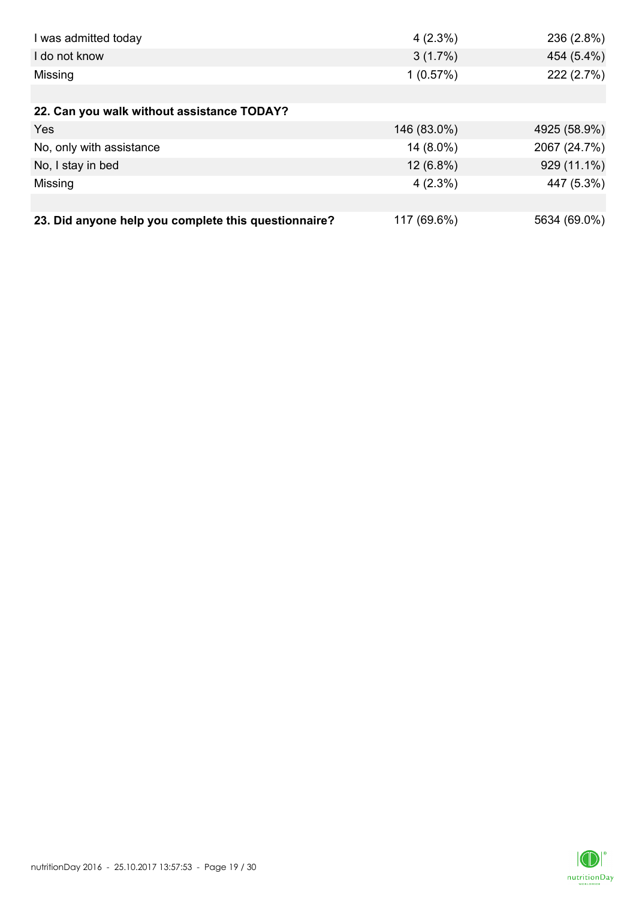| | | |
|---|---|---|
| I was admitted today | 4 (2.3%) | 236 (2.8%) |
| I do not know | 3 (1.7%) | 454 (5.4%) |
| Missing | 1 (0.57%) | 222 (2.7%) |
| | | |
| **22. Can you walk without assistance TODAY?** | | |
| Yes | 146 (83.0%) | 4925 (58.9%) |
| No, only with assistance | 14 (8.0%) | 2067 (24.7%) |
| No, I stay in bed | 12 (6.8%) | 929 (11.1%) |
| Missing | 4 (2.3%) | 447 (5.3%) |
| | | |
| **23. Did anyone help you complete this questionnaire?** | 117 (69.6%) | 5634 (69.0%) |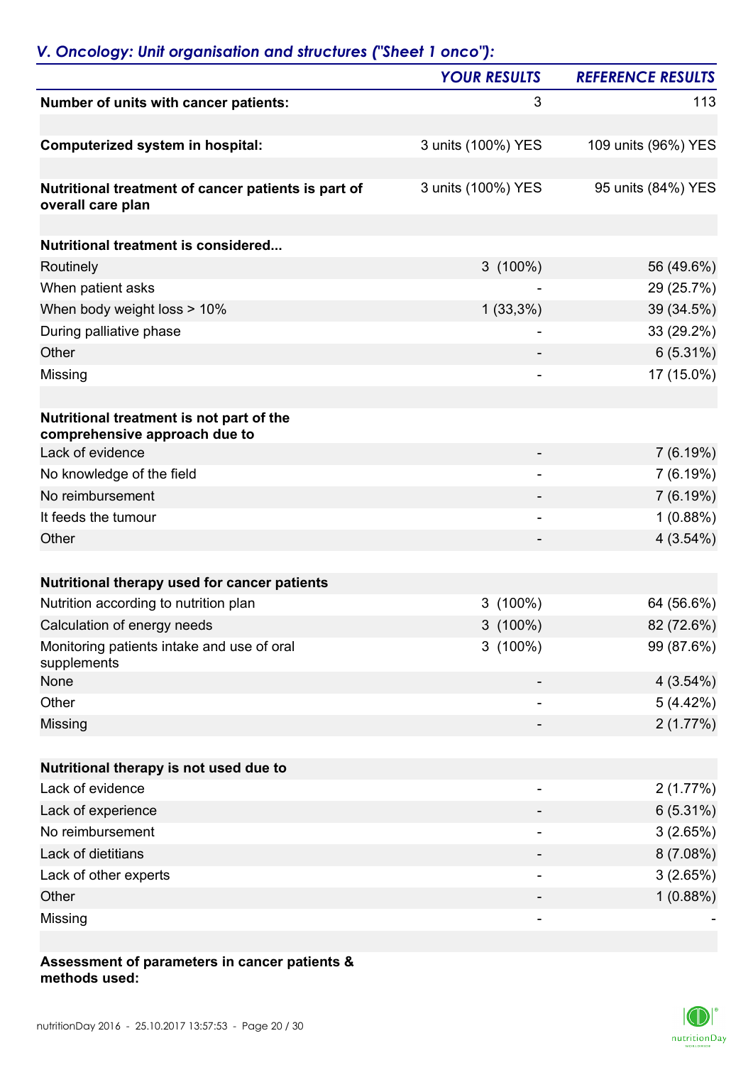## *V. Oncology: Unit organisation and structures ("Sheet 1 onco"):*

| | *YOUR RESULTS* | *REFERENCE RESULTS* |
|---|---|---|
| **Number of units with cancer patients:** | 3 | 113 |
| | | |
| **Computerized system in hospital:** | 3 units (100%) YES | 109 units (96%) YES |
| | | |
| **Nutritional treatment of cancer patients is part of overall care plan** | 3 units (100%) YES | 95 units (84%) YES |
| | | |
| **Nutritional treatment is considered...** | | |
| Routinely | 3 (100%) | 56 (49.6%) |
| When patient asks | - | 29 (25.7%) |
| When body weight loss > 10% | 1 (33,3%) | 39 (34.5%) |
| During palliative phase | - | 33 (29.2%) |
| Other | - | 6 (5.31%) |
| Missing | - | 17 (15.0%) |
| | | |
| **Nutritional treatment is not part of the comprehensive approach due to** | | |
| Lack of evidence | - | 7 (6.19%) |
| No knowledge of the field | - | 7 (6.19%) |
| No reimbursement | - | 7 (6.19%) |
| It feeds the tumour | - | 1 (0.88%) |
| Other | - | 4 (3.54%) |
| | | |
| **Nutritional therapy used for cancer patients** | | |
| Nutrition according to nutrition plan | 3 (100%) | 64 (56.6%) |
| Calculation of energy needs | 3 (100%) | 82 (72.6%) |
| Monitoring patients intake and use of oral supplements | 3 (100%) | 99 (87.6%) |
| None | - | 4 (3.54%) |
| Other | - | 5 (4.42%) |
| Missing | - | 2 (1.77%) |
| | | |
| **Nutritional therapy is not used due to** | | |
| Lack of evidence | - | 2 (1.77%) |
| Lack of experience | - | 6 (5.31%) |
| No reimbursement | - | 3 (2.65%) |
| Lack of dietitians | - | 8 (7.08%) |
| Lack of other experts | - | 3 (2.65%) |
| Other | - | 1 (0.88%) |
| Missing | - | - |
| | | |
| **Assessment of parameters in cancer patients & methods used:** | | |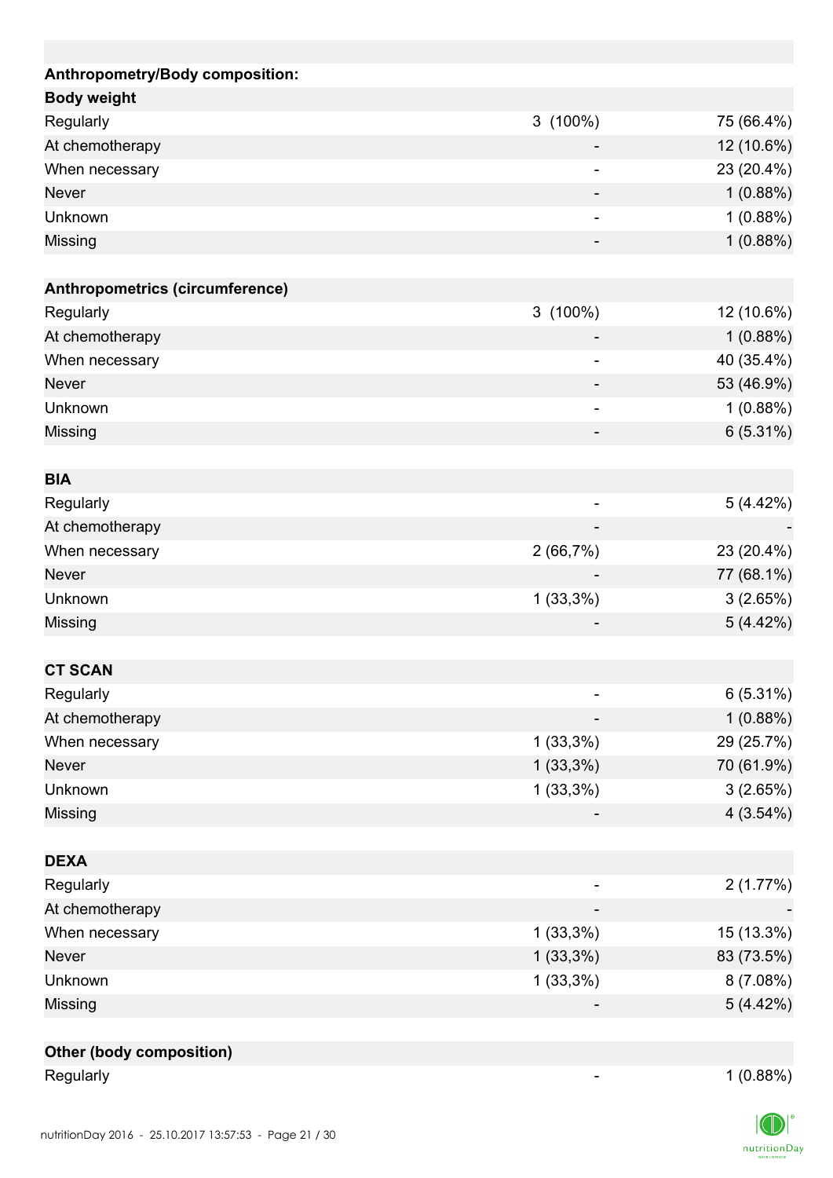| | | |
|---|---|---|
| **Anthropometry/Body composition:** | | |
| **Body weight** | | |
| Regularly | 3 (100%) | 75 (66.4%) |
| At chemotherapy | - | 12 (10.6%) |
| When necessary | - | 23 (20.4%) |
| Never | - | 1 (0.88%) |
| Unknown | - | 1 (0.88%) |
| Missing | - | 1 (0.88%) |
| | | |
| **Anthropometrics (circumference)** | | |
| Regularly | 3 (100%) | 12 (10.6%) |
| At chemotherapy | - | 1 (0.88%) |
| When necessary | - | 40 (35.4%) |
| Never | - | 53 (46.9%) |
| Unknown | - | 1 (0.88%) |
| Missing | - | 6 (5.31%) |
| | | |
| **BIA** | | |
| Regularly | - | 5 (4.42%) |
| At chemotherapy | - | - |
| When necessary | 2 (66,7%) | 23 (20.4%) |
| Never | - | 77 (68.1%) |
| Unknown | 1 (33,3%) | 3 (2.65%) |
| Missing | - | 5 (4.42%) |
| | | |
| **CT SCAN** | | |
| Regularly | - | 6 (5.31%) |
| At chemotherapy | - | 1 (0.88%) |
| When necessary | 1 (33,3%) | 29 (25.7%) |
| Never | 1 (33,3%) | 70 (61.9%) |
| Unknown | 1 (33,3%) | 3 (2.65%) |
| Missing | - | 4 (3.54%) |
| | | |
| **DEXA** | | |
| Regularly | - | 2 (1.77%) |
| At chemotherapy | - | - |
| When necessary | 1 (33,3%) | 15 (13.3%) |
| Never | 1 (33,3%) | 83 (73.5%) |
| Unknown | 1 (33,3%) | 8 (7.08%) |
| Missing | - | 5 (4.42%) |
| | | |
| **Other (body composition)** | | |
| Regularly | - | 1 (0.88%) |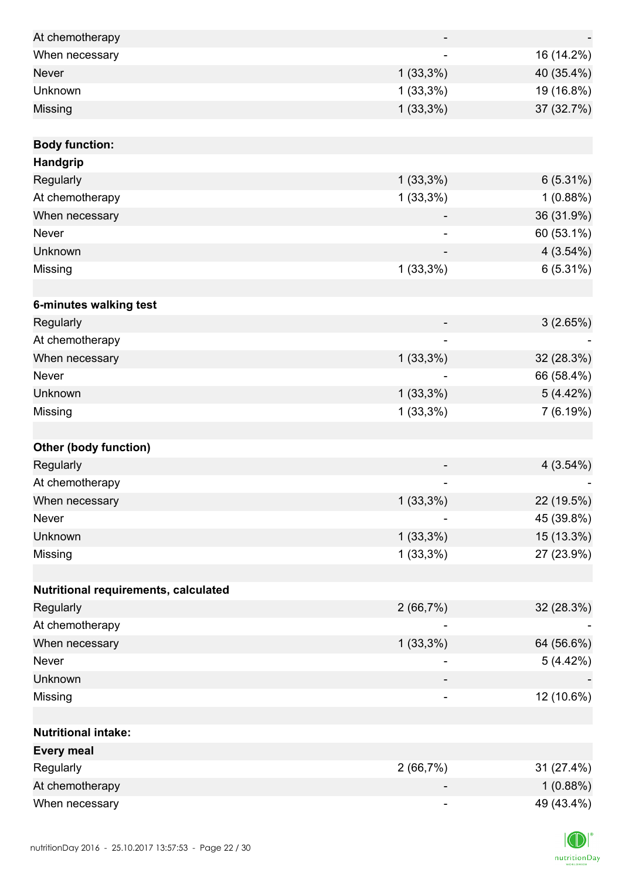| | | |
|---|---|---|
| At chemotherapy | - | - |
| When necessary | - | 16 (14.2%) |
| Never | 1 (33,3%) | 40 (35.4%) |
| Unknown | 1 (33,3%) | 19 (16.8%) |
| Missing | 1 (33,3%) | 37 (32.7%) |
| | | |
| **Body function:** | | |
| **Handgrip** | | |
| Regularly | 1 (33,3%) | 6 (5.31%) |
| At chemotherapy | 1 (33,3%) | 1 (0.88%) |
| When necessary | - | 36 (31.9%) |
| Never | - | 60 (53.1%) |
| Unknown | - | 4 (3.54%) |
| Missing | 1 (33,3%) | 6 (5.31%) |
| | | |
| **6-minutes walking test** | | |
| Regularly | - | 3 (2.65%) |
| At chemotherapy | - | - |
| When necessary | 1 (33,3%) | 32 (28.3%) |
| Never | - | 66 (58.4%) |
| Unknown | 1 (33,3%) | 5 (4.42%) |
| Missing | 1 (33,3%) | 7 (6.19%) |
| | | |
| **Other (body function)** | | |
| Regularly | - | 4 (3.54%) |
| At chemotherapy | - | - |
| When necessary | 1 (33,3%) | 22 (19.5%) |
| Never | - | 45 (39.8%) |
| Unknown | 1 (33,3%) | 15 (13.3%) |
| Missing | 1 (33,3%) | 27 (23.9%) |
| | | |
| **Nutritional requirements, calculated** | | |
| Regularly | 2 (66,7%) | 32 (28.3%) |
| At chemotherapy | - | - |
| When necessary | 1 (33,3%) | 64 (56.6%) |
| Never | - | 5 (4.42%) |
| Unknown | - | - |
| Missing | - | 12 (10.6%) |
| | | |
| **Nutritional intake:** | | |
| **Every meal** | | |
| Regularly | 2 (66,7%) | 31 (27.4%) |
| At chemotherapy | - | 1 (0.88%) |
| When necessary | - | 49 (43.4%) |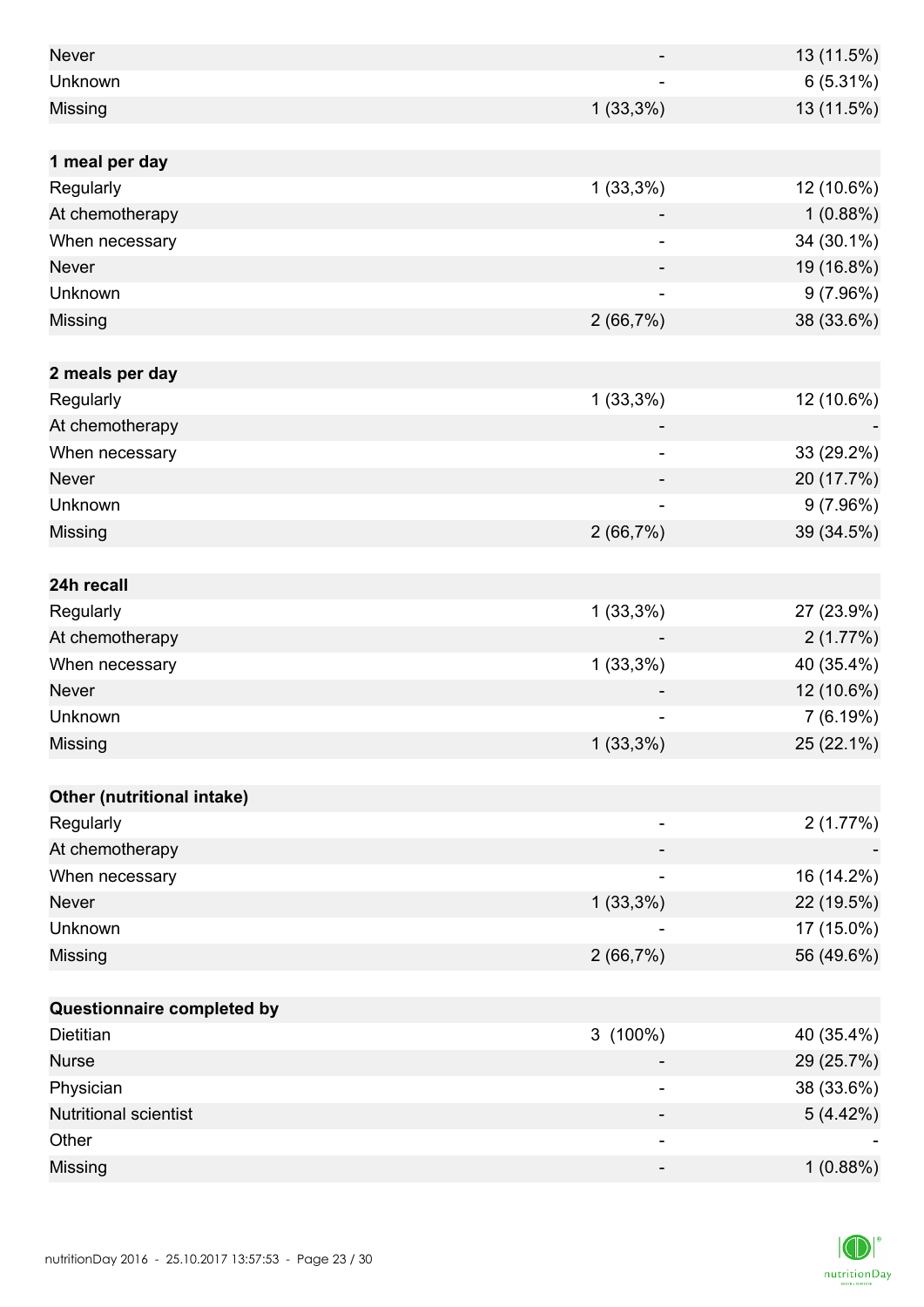| | | |
|---|---|---|
| Never | - | 13 (11.5%) |
| Unknown | - | 6 (5.31%) |
| Missing | 1 (33,3%) | 13 (11.5%) |
| | | |
| **1 meal per day** | | |
| Regularly | 1 (33,3%) | 12 (10.6%) |
| At chemotherapy | - | 1 (0.88%) |
| When necessary | - | 34 (30.1%) |
| Never | - | 19 (16.8%) |
| Unknown | - | 9 (7.96%) |
| Missing | 2 (66,7%) | 38 (33.6%) |
| | | |
| **2 meals per day** | | |
| Regularly | 1 (33,3%) | 12 (10.6%) |
| At chemotherapy | - | - |
| When necessary | - | 33 (29.2%) |
| Never | - | 20 (17.7%) |
| Unknown | - | 9 (7.96%) |
| Missing | 2 (66,7%) | 39 (34.5%) |
| | | |
| **24h recall** | | |
| Regularly | 1 (33,3%) | 27 (23.9%) |
| At chemotherapy | - | 2 (1.77%) |
| When necessary | 1 (33,3%) | 40 (35.4%) |
| Never | - | 12 (10.6%) |
| Unknown | - | 7 (6.19%) |
| Missing | 1 (33,3%) | 25 (22.1%) |
| | | |
| **Other (nutritional intake)** | | |
| Regularly | - | 2 (1.77%) |
| At chemotherapy | - | - |
| When necessary | - | 16 (14.2%) |
| Never | 1 (33,3%) | 22 (19.5%) |
| Unknown | - | 17 (15.0%) |
| Missing | 2 (66,7%) | 56 (49.6%) |
| | | |
| **Questionnaire completed by** | | |
| Dietitian | 3 (100%) | 40 (35.4%) |
| Nurse | - | 29 (25.7%) |
| Physician | - | 38 (33.6%) |
| Nutritional scientist | - | 5 (4.42%) |
| Other | - | - |
| Missing | - | 1 (0.88%) |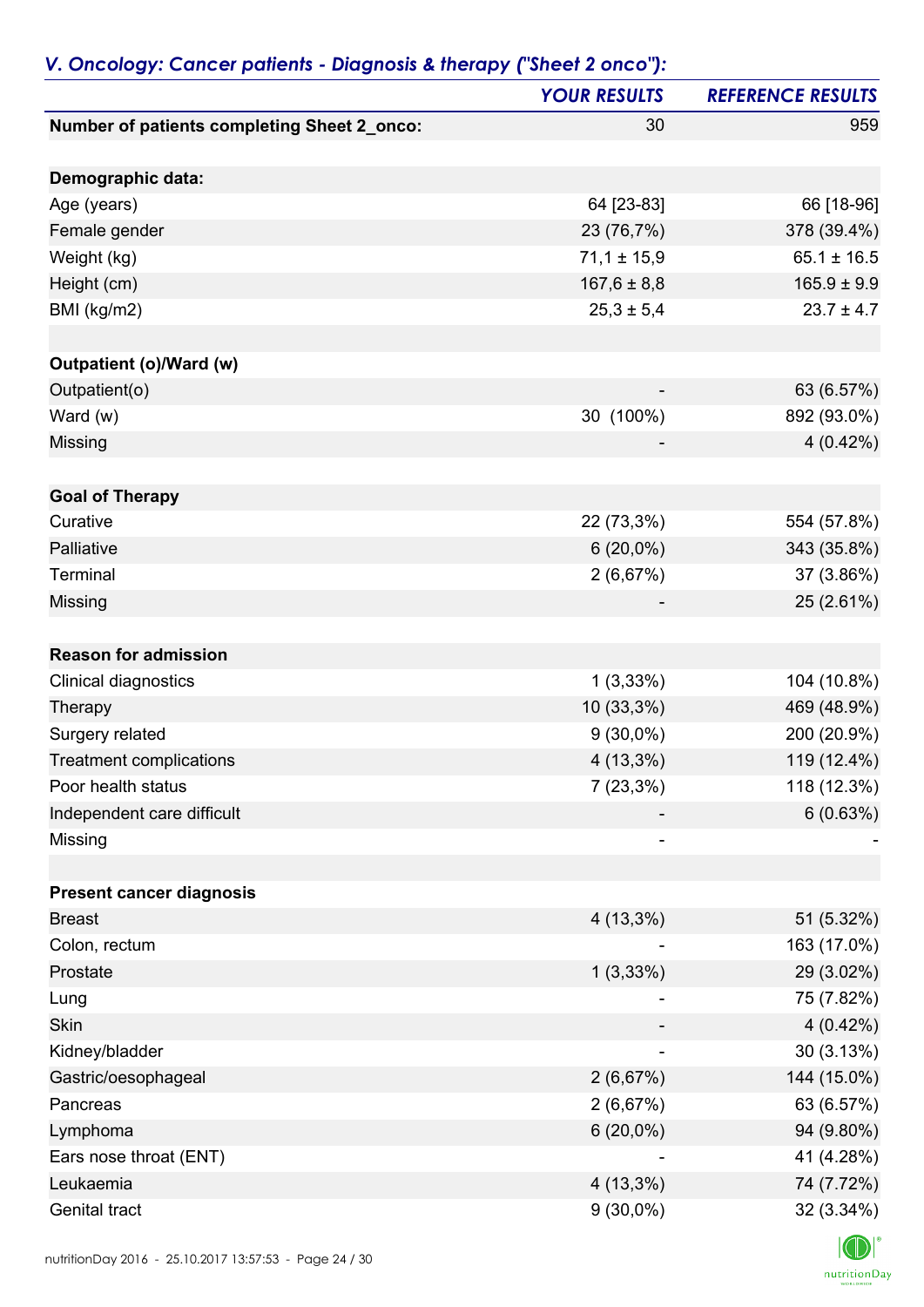## V. Oncology: Cancer patients - Diagnosis & therapy ("Sheet 2 onco"):

| | YOUR RESULTS | REFERENCE RESULTS |
|---|---|---|
| **Number of patients completing Sheet 2_onco:** | 30 | 959 |
| | | |
| **Demographic data:** | | |
| Age (years) | 64 [23-83] | 66 [18-96] |
| Female gender | 23 (76,7%) | 378 (39.4%) |
| Weight (kg) | 71,1 ± 15,9 | 65.1 ± 16.5 |
| Height (cm) | 167,6 ± 8,8 | 165.9 ± 9.9 |
| BMI (kg/m2) | 25,3 ± 5,4 | 23.7 ± 4.7 |
| | | |
| **Outpatient (o)/Ward (w)** | | |
| Outpatient(o) | - | 63 (6.57%) |
| Ward (w) | 30 (100%) | 892 (93.0%) |
| Missing | - | 4 (0.42%) |
| | | |
| **Goal of Therapy** | | |
| Curative | 22 (73,3%) | 554 (57.8%) |
| Palliative | 6 (20,0%) | 343 (35.8%) |
| Terminal | 2 (6,67%) | 37 (3.86%) |
| Missing | - | 25 (2.61%) |
| | | |
| **Reason for admission** | | |
| Clinical diagnostics | 1 (3,33%) | 104 (10.8%) |
| Therapy | 10 (33,3%) | 469 (48.9%) |
| Surgery related | 9 (30,0%) | 200 (20.9%) |
| Treatment complications | 4 (13,3%) | 119 (12.4%) |
| Poor health status | 7 (23,3%) | 118 (12.3%) |
| Independent care difficult | - | 6 (0.63%) |
| Missing | - | - |
| | | |
| **Present cancer diagnosis** | | |
| Breast | 4 (13,3%) | 51 (5.32%) |
| Colon, rectum | - | 163 (17.0%) |
| Prostate | 1 (3,33%) | 29 (3.02%) |
| Lung | - | 75 (7.82%) |
| Skin | - | 4 (0.42%) |
| Kidney/bladder | - | 30 (3.13%) |
| Gastric/oesophageal | 2 (6,67%) | 144 (15.0%) |
| Pancreas | 2 (6,67%) | 63 (6.57%) |
| Lymphoma | 6 (20,0%) | 94 (9.80%) |
| Ears nose throat (ENT) | - | 41 (4.28%) |
| Leukaemia | 4 (13,3%) | 74 (7.72%) |
| Genital tract | 9 (30,0%) | 32 (3.34%) |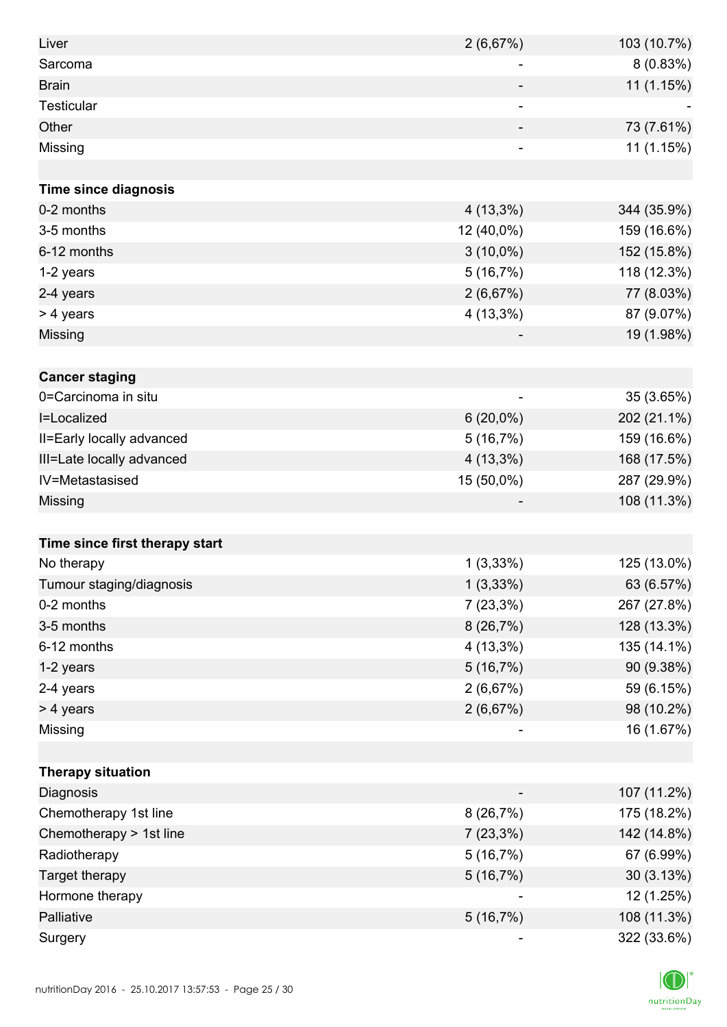| | | |
|---|---|---|
| Liver | 2 (6,67%) | 103 (10.7%) |
| Sarcoma | - | 8 (0.83%) |
| Brain | - | 11 (1.15%) |
| Testicular | - | - |
| Other | - | 73 (7.61%) |
| Missing | - | 11 (1.15%) |
| | | |
| **Time since diagnosis** | | |
| 0-2 months | 4 (13,3%) | 344 (35.9%) |
| 3-5 months | 12 (40,0%) | 159 (16.6%) |
| 6-12 months | 3 (10,0%) | 152 (15.8%) |
| 1-2 years | 5 (16,7%) | 118 (12.3%) |
| 2-4 years | 2 (6,67%) | 77 (8.03%) |
| > 4 years | 4 (13,3%) | 87 (9.07%) |
| Missing | - | 19 (1.98%) |
| | | |
| **Cancer staging** | | |
| 0=Carcinoma in situ | - | 35 (3.65%) |
| I=Localized | 6 (20,0%) | 202 (21.1%) |
| II=Early locally advanced | 5 (16,7%) | 159 (16.6%) |
| III=Late locally advanced | 4 (13,3%) | 168 (17.5%) |
| IV=Metastasised | 15 (50,0%) | 287 (29.9%) |
| Missing | - | 108 (11.3%) |
| | | |
| **Time since first therapy start** | | |
| No therapy | 1 (3,33%) | 125 (13.0%) |
| Tumour staging/diagnosis | 1 (3,33%) | 63 (6.57%) |
| 0-2 months | 7 (23,3%) | 267 (27.8%) |
| 3-5 months | 8 (26,7%) | 128 (13.3%) |
| 6-12 months | 4 (13,3%) | 135 (14.1%) |
| 1-2 years | 5 (16,7%) | 90 (9.38%) |
| 2-4 years | 2 (6,67%) | 59 (6.15%) |
| > 4 years | 2 (6,67%) | 98 (10.2%) |
| Missing | - | 16 (1.67%) |
| | | |
| **Therapy situation** | | |
| Diagnosis | - | 107 (11.2%) |
| Chemotherapy 1st line | 8 (26,7%) | 175 (18.2%) |
| Chemotherapy > 1st line | 7 (23,3%) | 142 (14.8%) |
| Radiotherapy | 5 (16,7%) | 67 (6.99%) |
| Target therapy | 5 (16,7%) | 30 (3.13%) |
| Hormone therapy | - | 12 (1.25%) |
| Palliative | 5 (16,7%) | 108 (11.3%) |
| Surgery | - | 322 (33.6%) |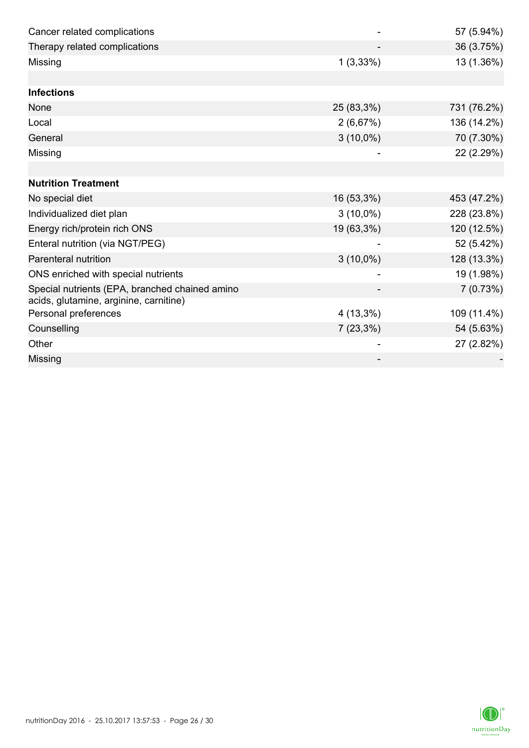| | | |
|---|---|---|
| Cancer related complications | - | 57 (5.94%) |
| Therapy related complications | - | 36 (3.75%) |
| Missing | 1 (3,33%) | 13 (1.36%) |
| | | |
| **Infections** | | |
| None | 25 (83,3%) | 731 (76.2%) |
| Local | 2 (6,67%) | 136 (14.2%) |
| General | 3 (10,0%) | 70 (7.30%) |
| Missing | - | 22 (2.29%) |
| | | |
| **Nutrition Treatment** | | |
| No special diet | 16 (53,3%) | 453 (47.2%) |
| Individualized diet plan | 3 (10,0%) | 228 (23.8%) |
| Energy rich/protein rich ONS | 19 (63,3%) | 120 (12.5%) |
| Enteral nutrition (via NGT/PEG) | - | 52 (5.42%) |
| Parenteral nutrition | 3 (10,0%) | 128 (13.3%) |
| ONS enriched with special nutrients | - | 19 (1.98%) |
| Special nutrients (EPA, branched chained amino acids, glutamine, arginine, carnitine) | - | 7 (0.73%) |
| Personal preferences | 4 (13,3%) | 109 (11.4%) |
| Counselling | 7 (23,3%) | 54 (5.63%) |
| Other | - | 27 (2.82%) |
| Missing | - | - |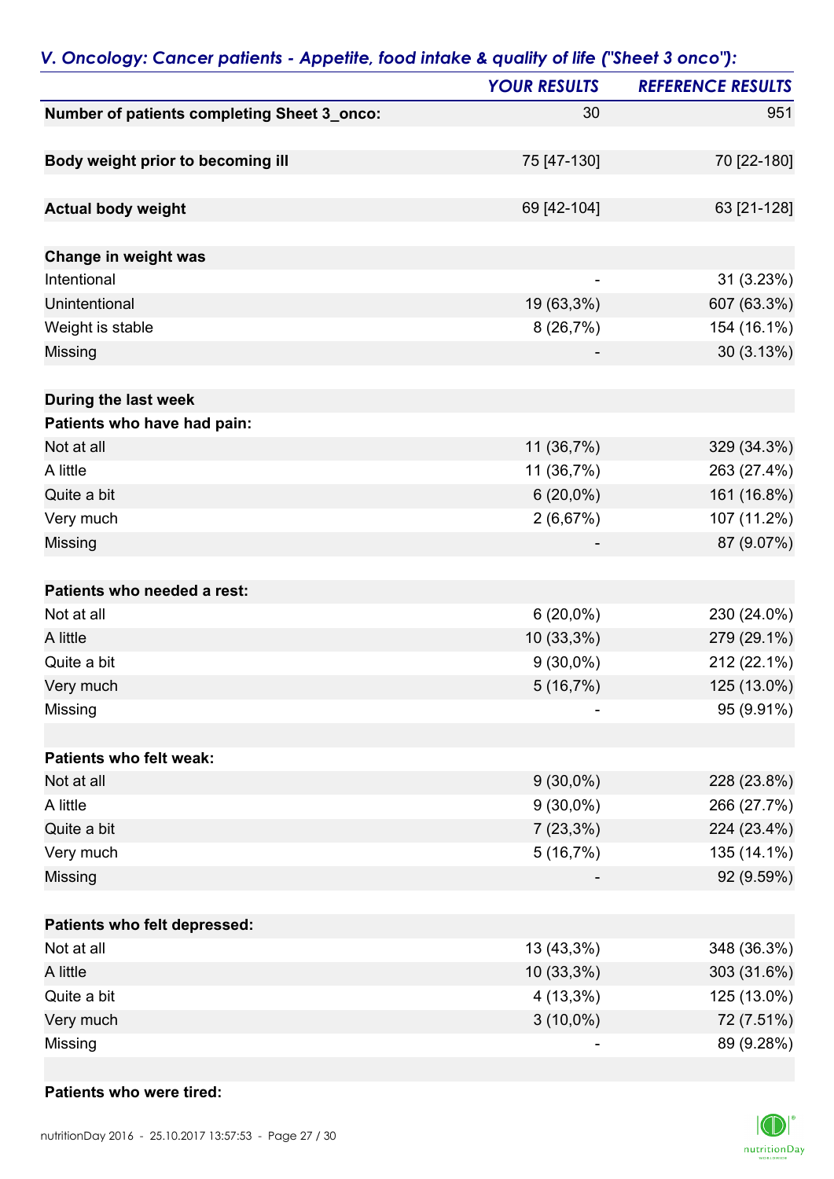## V. Oncology: Cancer patients - Appetite, food intake & quality of life ("Sheet 3 onco"):

| | YOUR RESULTS | REFERENCE RESULTS |
|---|---|---|
| **Number of patients completing Sheet 3_onco:** | 30 | 951 |
| | | |
| **Body weight prior to becoming ill** | 75 [47-130] | 70 [22-180] |
| | | |
| **Actual body weight** | 69 [42-104] | 63 [21-128] |
| | | |
| **Change in weight was** | | |
| Intentional | - | 31 (3.23%) |
| Unintentional | 19 (63,3%) | 607 (63.3%) |
| Weight is stable | 8 (26,7%) | 154 (16.1%) |
| Missing | - | 30 (3.13%) |
| | | |
| **During the last week** | | |
| **Patients who have had pain:** | | |
| Not at all | 11 (36,7%) | 329 (34.3%) |
| A little | 11 (36,7%) | 263 (27.4%) |
| Quite a bit | 6 (20,0%) | 161 (16.8%) |
| Very much | 2 (6,67%) | 107 (11.2%) |
| Missing | - | 87 (9.07%) |
| | | |
| **Patients who needed a rest:** | | |
| Not at all | 6 (20,0%) | 230 (24.0%) |
| A little | 10 (33,3%) | 279 (29.1%) |
| Quite a bit | 9 (30,0%) | 212 (22.1%) |
| Very much | 5 (16,7%) | 125 (13.0%) |
| Missing | - | 95 (9.91%) |
| | | |
| **Patients who felt weak:** | | |
| Not at all | 9 (30,0%) | 228 (23.8%) |
| A little | 9 (30,0%) | 266 (27.7%) |
| Quite a bit | 7 (23,3%) | 224 (23.4%) |
| Very much | 5 (16,7%) | 135 (14.1%) |
| Missing | - | 92 (9.59%) |
| | | |
| **Patients who felt depressed:** | | |
| Not at all | 13 (43,3%) | 348 (36.3%) |
| A little | 10 (33,3%) | 303 (31.6%) |
| Quite a bit | 4 (13,3%) | 125 (13.0%) |
| Very much | 3 (10,0%) | 72 (7.51%) |
| Missing | - | 89 (9.28%) |
| | | |
| **Patients who were tired:** | | |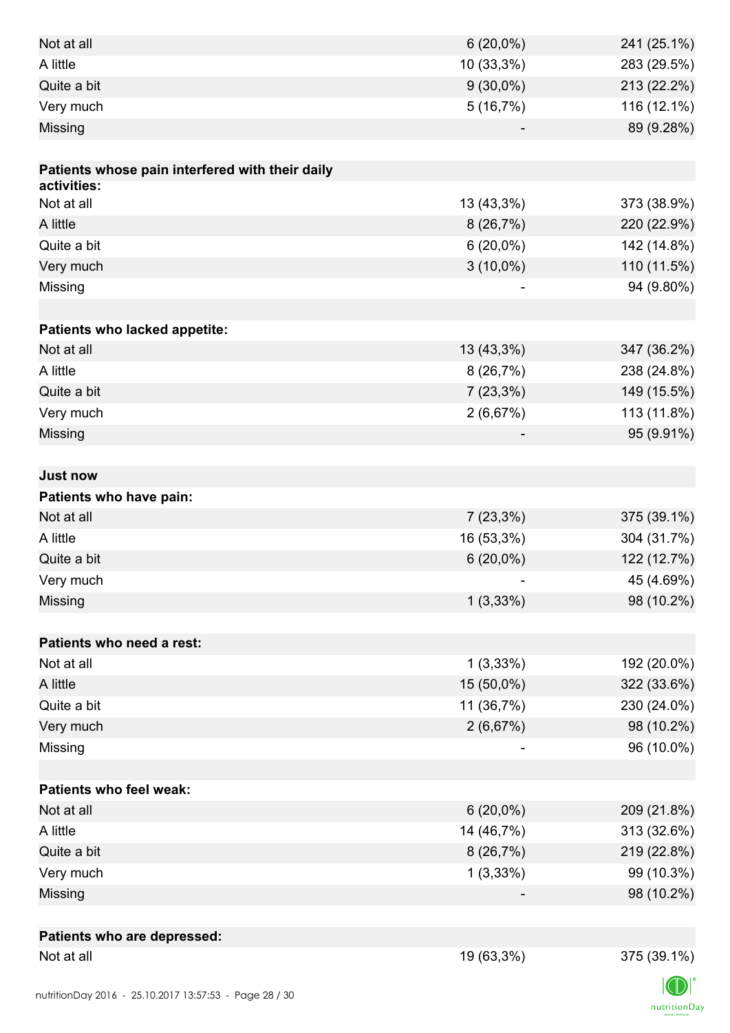| | | |
|---|---|---|
| Not at all | 6 (20,0%) | 241 (25.1%) |
| A little | 10 (33,3%) | 283 (29.5%) |
| Quite a bit | 9 (30,0%) | 213 (22.2%) |
| Very much | 5 (16,7%) | 116 (12.1%) |
| Missing | - | 89 (9.28%) |
| | | |
| **Patients whose pain interfered with their daily activities:** | | |
| Not at all | 13 (43,3%) | 373 (38.9%) |
| A little | 8 (26,7%) | 220 (22.9%) |
| Quite a bit | 6 (20,0%) | 142 (14.8%) |
| Very much | 3 (10,0%) | 110 (11.5%) |
| Missing | - | 94 (9.80%) |
| | | |
| **Patients who lacked appetite:** | | |
| Not at all | 13 (43,3%) | 347 (36.2%) |
| A little | 8 (26,7%) | 238 (24.8%) |
| Quite a bit | 7 (23,3%) | 149 (15.5%) |
| Very much | 2 (6,67%) | 113 (11.8%) |
| Missing | - | 95 (9.91%) |
| | | |
| **Just now** | | |
| **Patients who have pain:** | | |
| Not at all | 7 (23,3%) | 375 (39.1%) |
| A little | 16 (53,3%) | 304 (31.7%) |
| Quite a bit | 6 (20,0%) | 122 (12.7%) |
| Very much | - | 45 (4.69%) |
| Missing | 1 (3,33%) | 98 (10.2%) |
| | | |
| **Patients who need a rest:** | | |
| Not at all | 1 (3,33%) | 192 (20.0%) |
| A little | 15 (50,0%) | 322 (33.6%) |
| Quite a bit | 11 (36,7%) | 230 (24.0%) |
| Very much | 2 (6,67%) | 98 (10.2%) |
| Missing | - | 96 (10.0%) |
| | | |
| **Patients who feel weak:** | | |
| Not at all | 6 (20,0%) | 209 (21.8%) |
| A little | 14 (46,7%) | 313 (32.6%) |
| Quite a bit | 8 (26,7%) | 219 (22.8%) |
| Very much | 1 (3,33%) | 99 (10.3%) |
| Missing | - | 98 (10.2%) |
| | | |
| **Patients who are depressed:** | | |
| Not at all | 19 (63,3%) | 375 (39.1%) |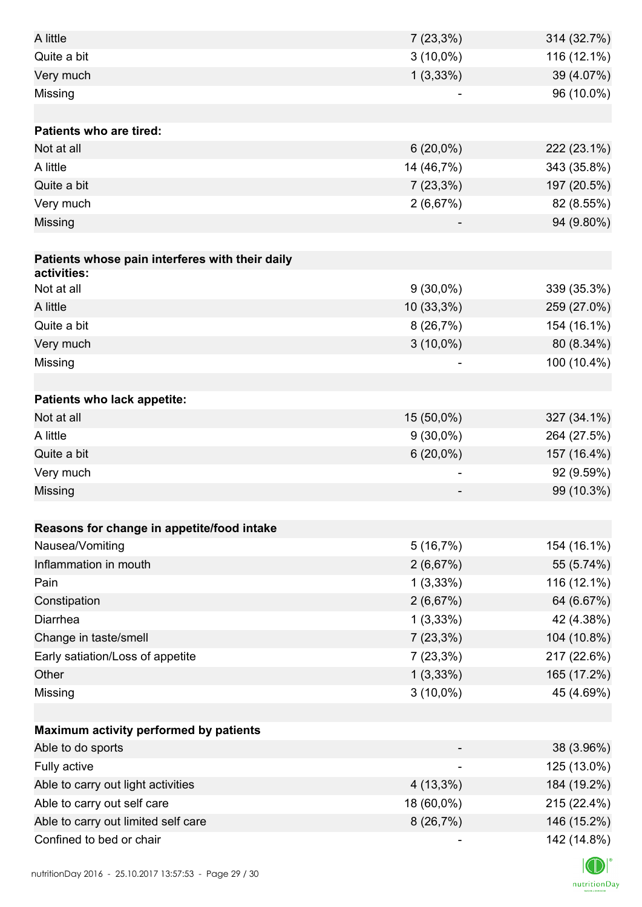| | | |
|---|---|---|
| A little | 7 (23,3%) | 314 (32.7%) |
| Quite a bit | 3 (10,0%) | 116 (12.1%) |
| Very much | 1 (3,33%) | 39 (4.07%) |
| Missing | - | 96 (10.0%) |
| | | |
| **Patients who are tired:** | | |
| Not at all | 6 (20,0%) | 222 (23.1%) |
| A little | 14 (46,7%) | 343 (35.8%) |
| Quite a bit | 7 (23,3%) | 197 (20.5%) |
| Very much | 2 (6,67%) | 82 (8.55%) |
| Missing | - | 94 (9.80%) |
| | | |
| **Patients whose pain interferes with their daily activities:** | | |
| Not at all | 9 (30,0%) | 339 (35.3%) |
| A little | 10 (33,3%) | 259 (27.0%) |
| Quite a bit | 8 (26,7%) | 154 (16.1%) |
| Very much | 3 (10,0%) | 80 (8.34%) |
| Missing | - | 100 (10.4%) |
| | | |
| **Patients who lack appetite:** | | |
| Not at all | 15 (50,0%) | 327 (34.1%) |
| A little | 9 (30,0%) | 264 (27.5%) |
| Quite a bit | 6 (20,0%) | 157 (16.4%) |
| Very much | - | 92 (9.59%) |
| Missing | - | 99 (10.3%) |
| | | |
| **Reasons for change in appetite/food intake** | | |
| Nausea/Vomiting | 5 (16,7%) | 154 (16.1%) |
| Inflammation in mouth | 2 (6,67%) | 55 (5.74%) |
| Pain | 1 (3,33%) | 116 (12.1%) |
| Constipation | 2 (6,67%) | 64 (6.67%) |
| Diarrhea | 1 (3,33%) | 42 (4.38%) |
| Change in taste/smell | 7 (23,3%) | 104 (10.8%) |
| Early satiation/Loss of appetite | 7 (23,3%) | 217 (22.6%) |
| Other | 1 (3,33%) | 165 (17.2%) |
| Missing | 3 (10,0%) | 45 (4.69%) |
| | | |
| **Maximum activity performed by patients** | | |
| Able to do sports | - | 38 (3.96%) |
| Fully active | - | 125 (13.0%) |
| Able to carry out light activities | 4 (13,3%) | 184 (19.2%) |
| Able to carry out self care | 18 (60,0%) | 215 (22.4%) |
| Able to carry out limited self care | 8 (26,7%) | 146 (15.2%) |
| Confined to bed or chair | - | 142 (14.8%) |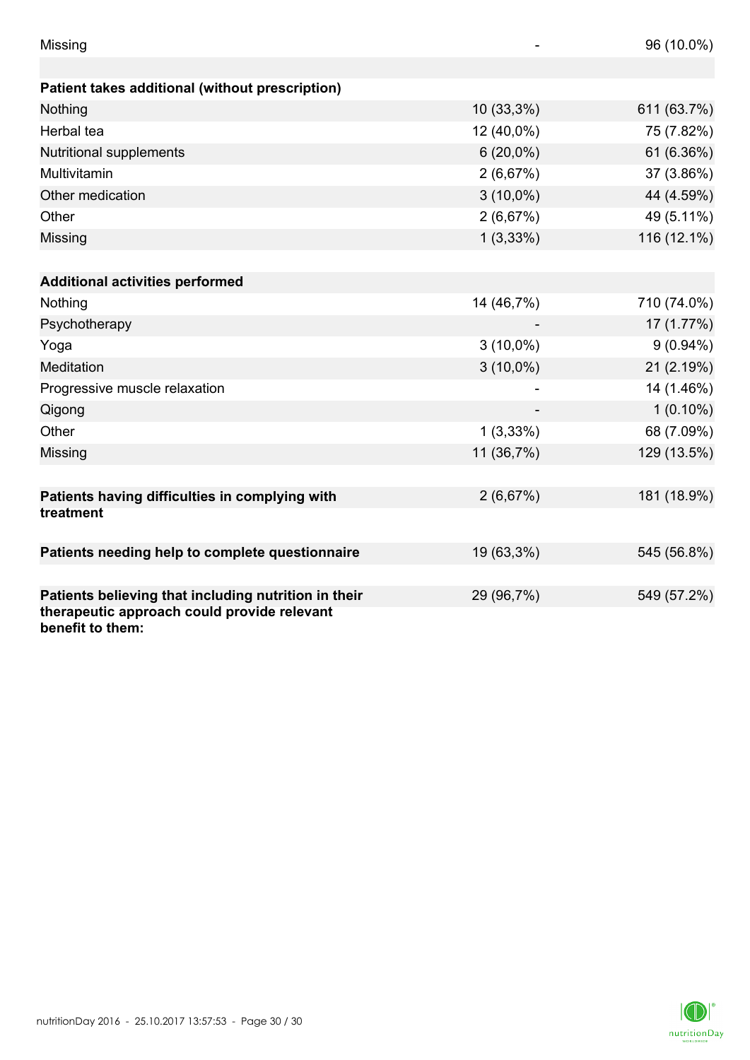| | | |
|---|---|---|
| Missing | - | 96 (10.0%) |
| | | |
| **Patient takes additional (without prescription)** | | |
| Nothing | 10 (33,3%) | 611 (63.7%) |
| Herbal tea | 12 (40,0%) | 75 (7.82%) |
| Nutritional supplements | 6 (20,0%) | 61 (6.36%) |
| Multivitamin | 2 (6,67%) | 37 (3.86%) |
| Other medication | 3 (10,0%) | 44 (4.59%) |
| Other | 2 (6,67%) | 49 (5.11%) |
| Missing | 1 (3,33%) | 116 (12.1%) |
| | | |
| **Additional activities performed** | | |
| Nothing | 14 (46,7%) | 710 (74.0%) |
| Psychotherapy | - | 17 (1.77%) |
| Yoga | 3 (10,0%) | 9 (0.94%) |
| Meditation | 3 (10,0%) | 21 (2.19%) |
| Progressive muscle relaxation | - | 14 (1.46%) |
| Qigong | - | 1 (0.10%) |
| Other | 1 (3,33%) | 68 (7.09%) |
| Missing | 11 (36,7%) | 129 (13.5%) |
| | | |
| **Patients having difficulties in complying with treatment** | 2 (6,67%) | 181 (18.9%) |
| | | |
| **Patients needing help to complete questionnaire** | 19 (63,3%) | 545 (56.8%) |
| | | |
| **Patients believing that including nutrition in their therapeutic approach could provide relevant benefit to them:** | 29 (96,7%) | 549 (57.2%) |